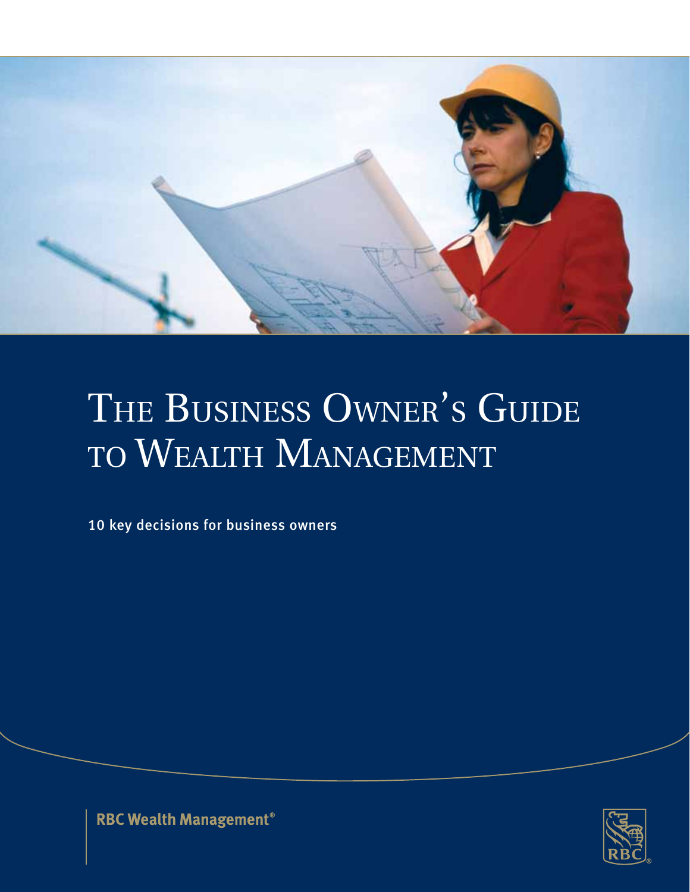# The Business Owner's Guide to Wealth Management

10 key decisions for business owners

RBC Wealth Management®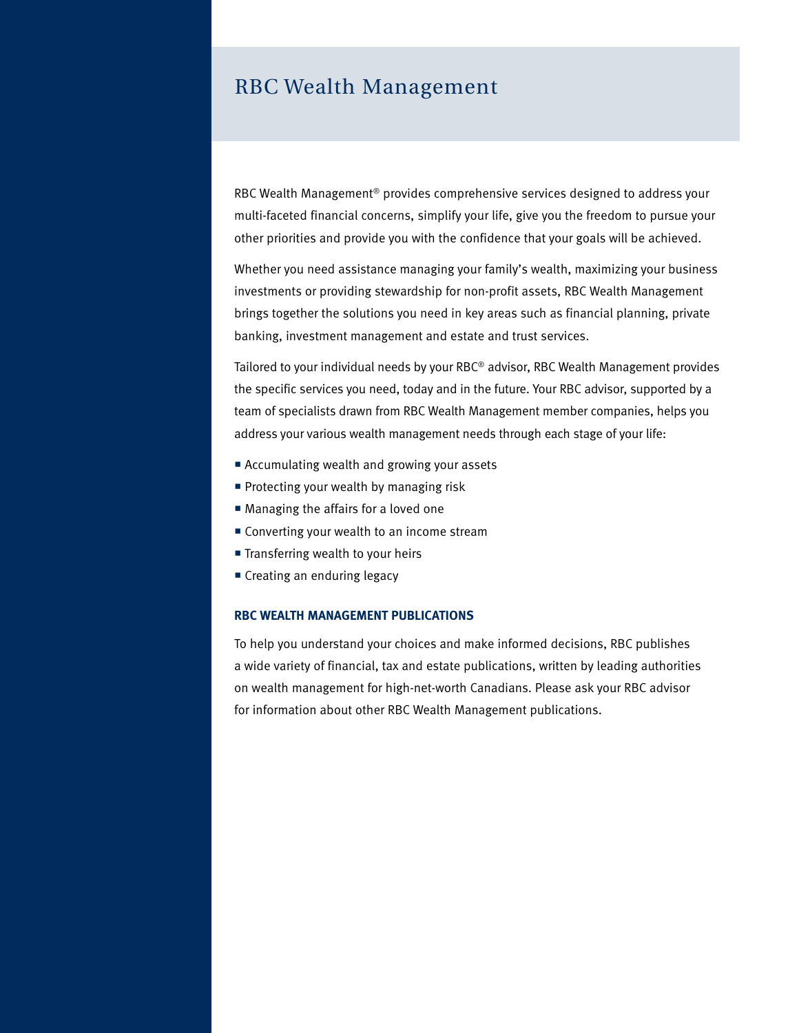# RBC Wealth Management

RBC Wealth Management® provides comprehensive services designed to address your multi-faceted financial concerns, simplify your life, give you the freedom to pursue your other priorities and provide you with the confidence that your goals will be achieved.

Whether you need assistance managing your family's wealth, maximizing your business investments or providing stewardship for non-profit assets, RBC Wealth Management brings together the solutions you need in key areas such as financial planning, private banking, investment management and estate and trust services.

Tailored to your individual needs by your RBC® advisor, RBC Wealth Management provides the specific services you need, today and in the future. Your RBC advisor, supported by a team of specialists drawn from RBC Wealth Management member companies, helps you address your various wealth management needs through each stage of your life:

- Accumulating wealth and growing your assets
- Protecting your wealth by managing risk
- Managing the affairs for a loved one
- Converting your wealth to an income stream
- Transferring wealth to your heirs
- Creating an enduring legacy

## RBC WEALTH MANAGEMENT PUBLICATIONS

To help you understand your choices and make informed decisions, RBC publishes a wide variety of financial, tax and estate publications, written by leading authorities on wealth management for high-net-worth Canadians. Please ask your RBC advisor for information about other RBC Wealth Management publications.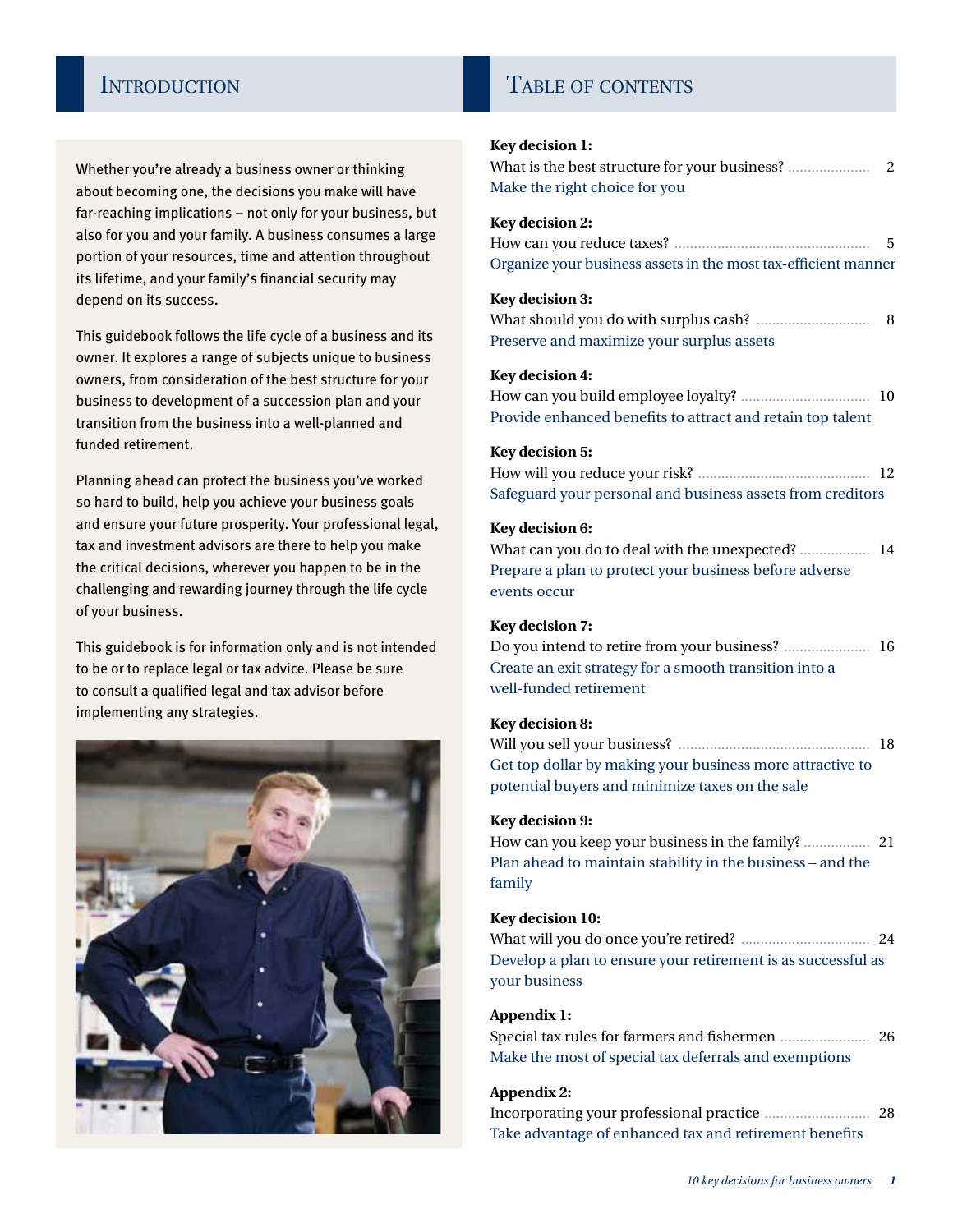# Introduction

Whether you're already a business owner or thinking about becoming one, the decisions you make will have far-reaching implications – not only for your business, but also for you and your family. A business consumes a large portion of your resources, time and attention throughout its lifetime, and your family's financial security may depend on its success.

This guidebook follows the life cycle of a business and its owner. It explores a range of subjects unique to business owners, from consideration of the best structure for your business to development of a succession plan and your transition from the business into a well-planned and funded retirement.

Planning ahead can protect the business you've worked so hard to build, help you achieve your business goals and ensure your future prosperity. Your professional legal, tax and investment advisors are there to help you make the critical decisions, wherever you happen to be in the challenging and rewarding journey through the life cycle of your business.

This guidebook is for information only and is not intended to be or to replace legal or tax advice. Please be sure to consult a qualified legal and tax advisor before implementing any strategies.

# Table of contents

**Key decision 1:**
What is the best structure for your business? ..................... 2
Make the right choice for you

**Key decision 2:**
How can you reduce taxes? ..................... 5
Organize your business assets in the most tax-efficient manner

**Key decision 3:**
What should you do with surplus cash? ..................... 8
Preserve and maximize your surplus assets

**Key decision 4:**
How can you build employee loyalty? ..................... 10
Provide enhanced benefits to attract and retain top talent

**Key decision 5:**
How will you reduce your risk? ..................... 12
Safeguard your personal and business assets from creditors

**Key decision 6:**
What can you do to deal with the unexpected? ..................... 14
Prepare a plan to protect your business before adverse events occur

**Key decision 7:**
Do you intend to retire from your business? ..................... 16
Create an exit strategy for a smooth transition into a well-funded retirement

**Key decision 8:**
Will you sell your business? ..................... 18
Get top dollar by making your business more attractive to potential buyers and minimize taxes on the sale

**Key decision 9:**
How can you keep your business in the family? ..................... 21
Plan ahead to maintain stability in the business – and the family

**Key decision 10:**
What will you do once you're retired? ..................... 24
Develop a plan to ensure your retirement is as successful as your business

**Appendix 1:**
Special tax rules for farmers and fishermen ..................... 26
Make the most of special tax deferrals and exemptions

**Appendix 2:**
Incorporating your professional practice ..................... 28
Take advantage of enhanced tax and retirement benefits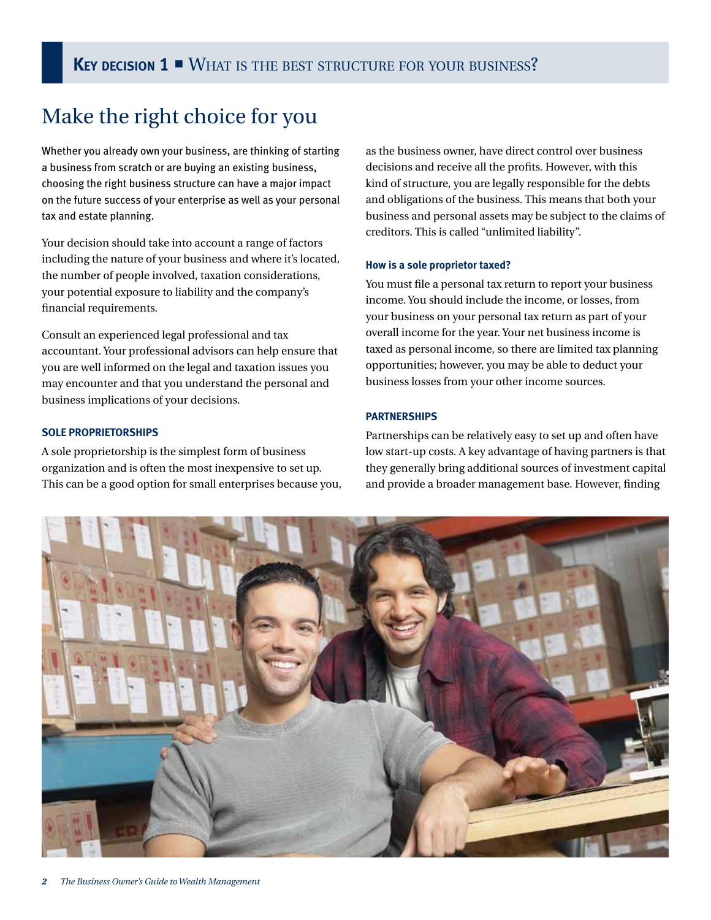## Key decision 1 ■ What is the best structure for your business?

# Make the right choice for you

Whether you already own your business, are thinking of starting a business from scratch or are buying an existing business, choosing the right business structure can have a major impact on the future success of your enterprise as well as your personal tax and estate planning.

Your decision should take into account a range of factors including the nature of your business and where it's located, the number of people involved, taxation considerations, your potential exposure to liability and the company's financial requirements.

Consult an experienced legal professional and tax accountant. Your professional advisors can help ensure that you are well informed on the legal and taxation issues you may encounter and that you understand the personal and business implications of your decisions.

### SOLE PROPRIETORSHIPS

A sole proprietorship is the simplest form of business organization and is often the most inexpensive to set up. This can be a good option for small enterprises because you, as the business owner, have direct control over business decisions and receive all the profits. However, with this kind of structure, you are legally responsible for the debts and obligations of the business. This means that both your business and personal assets may be subject to the claims of creditors. This is called "unlimited liability".

#### How is a sole proprietor taxed?

You must file a personal tax return to report your business income. You should include the income, or losses, from your business on your personal tax return as part of your overall income for the year. Your net business income is taxed as personal income, so there are limited tax planning opportunities; however, you may be able to deduct your business losses from your other income sources.

### PARTNERSHIPS

Partnerships can be relatively easy to set up and often have low start-up costs. A key advantage of having partners is that they generally bring additional sources of investment capital and provide a broader management base. However, finding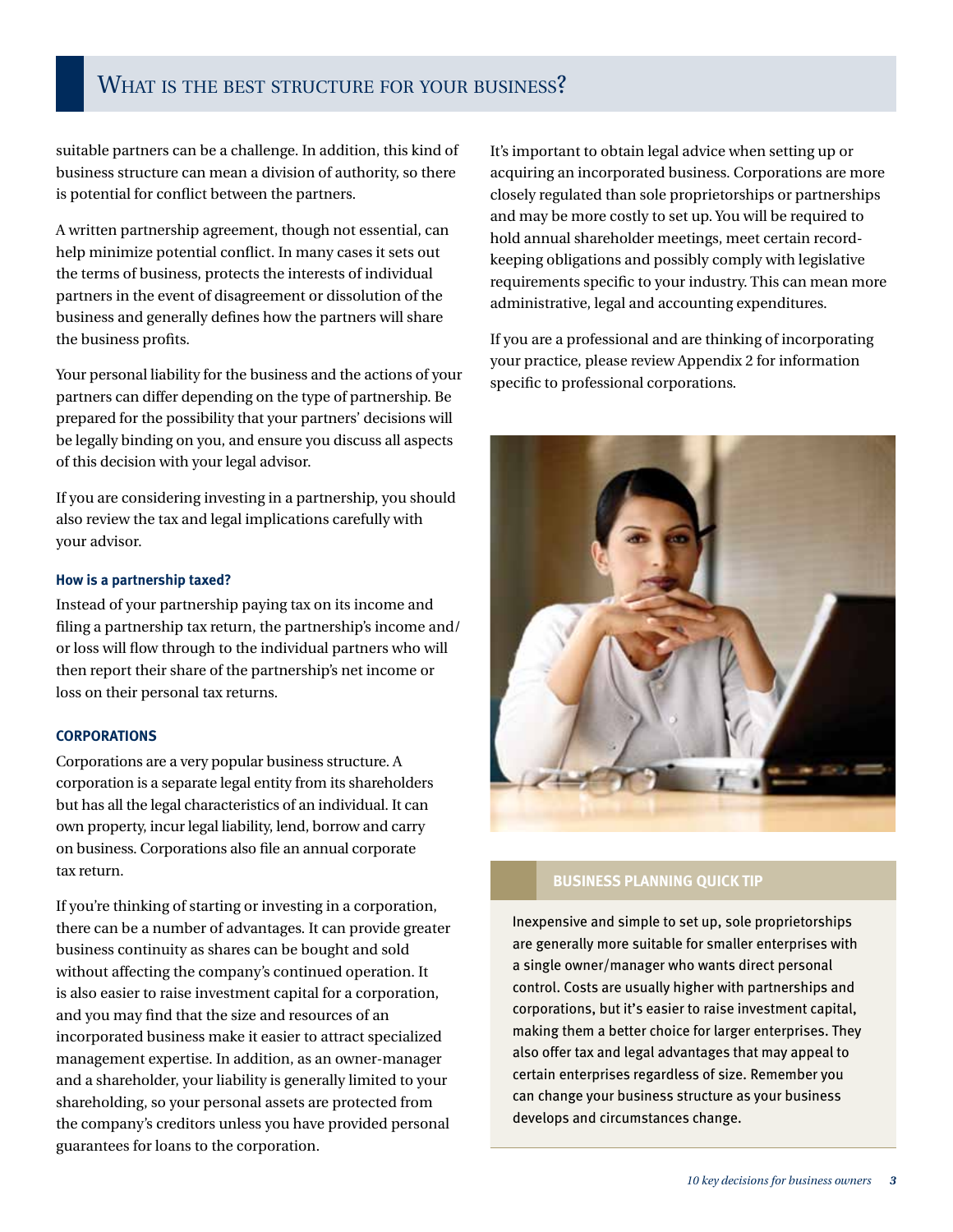suitable partners can be a challenge. In addition, this kind of business structure can mean a division of authority, so there is potential for conflict between the partners.

A written partnership agreement, though not essential, can help minimize potential conflict. In many cases it sets out the terms of business, protects the interests of individual partners in the event of disagreement or dissolution of the business and generally defines how the partners will share the business profits.

Your personal liability for the business and the actions of your partners can differ depending on the type of partnership. Be prepared for the possibility that your partners' decisions will be legally binding on you, and ensure you discuss all aspects of this decision with your legal advisor.

If you are considering investing in a partnership, you should also review the tax and legal implications carefully with your advisor.

#### How is a partnership taxed?

Instead of your partnership paying tax on its income and filing a partnership tax return, the partnership's income and/or loss will flow through to the individual partners who will then report their share of the partnership's net income or loss on their personal tax returns.

### CORPORATIONS

Corporations are a very popular business structure. A corporation is a separate legal entity from its shareholders but has all the legal characteristics of an individual. It can own property, incur legal liability, lend, borrow and carry on business. Corporations also file an annual corporate tax return.

If you're thinking of starting or investing in a corporation, there can be a number of advantages. It can provide greater business continuity as shares can be bought and sold without affecting the company's continued operation. It is also easier to raise investment capital for a corporation, and you may find that the size and resources of an incorporated business make it easier to attract specialized management expertise. In addition, as an owner-manager and a shareholder, your liability is generally limited to your shareholding, so your personal assets are protected from the company's creditors unless you have provided personal guarantees for loans to the corporation.

It's important to obtain legal advice when setting up or acquiring an incorporated business. Corporations are more closely regulated than sole proprietorships or partnerships and may be more costly to set up. You will be required to hold annual shareholder meetings, meet certain record-keeping obligations and possibly comply with legislative requirements specific to your industry. This can mean more administrative, legal and accounting expenditures.

If you are a professional and are thinking of incorporating your practice, please review Appendix 2 for information specific to professional corporations.

#### BUSINESS PLANNING QUICK TIP

Inexpensive and simple to set up, sole proprietorships are generally more suitable for smaller enterprises with a single owner/manager who wants direct personal control. Costs are usually higher with partnerships and corporations, but it's easier to raise investment capital, making them a better choice for larger enterprises. They also offer tax and legal advantages that may appeal to certain enterprises regardless of size. Remember you can change your business structure as your business develops and circumstances change.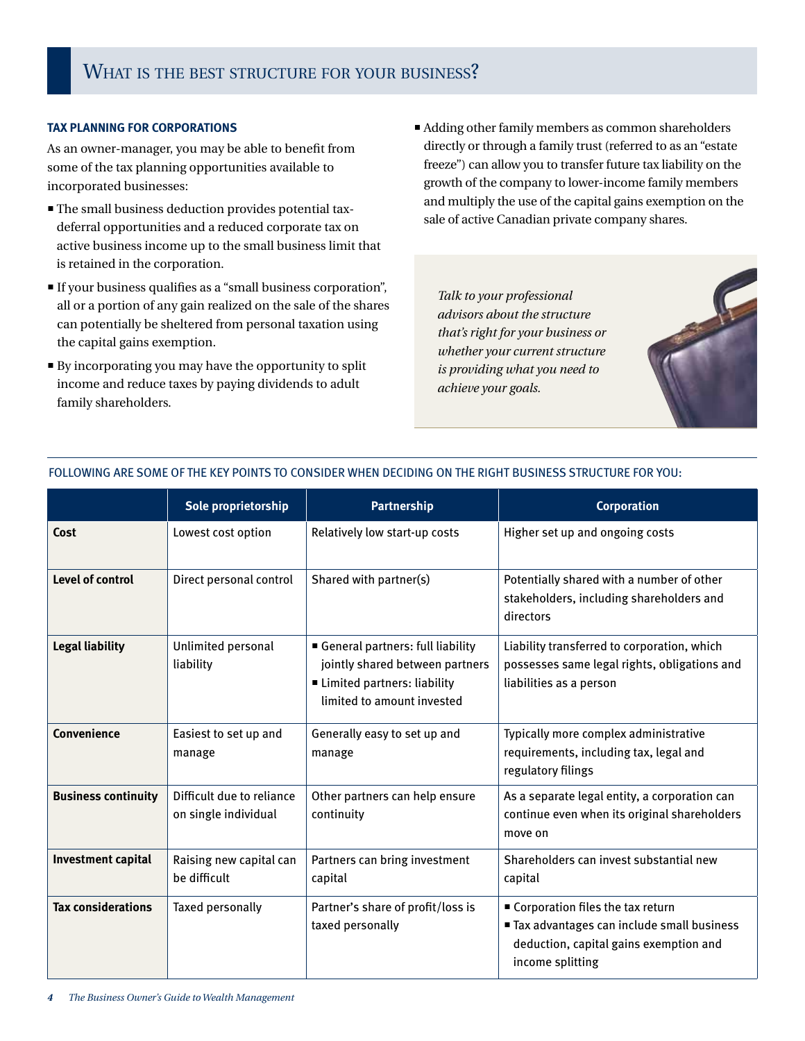# What is the best structure for your business?

### TAX PLANNING FOR CORPORATIONS

As an owner-manager, you may be able to benefit from some of the tax planning opportunities available to incorporated businesses:

- The small business deduction provides potential tax-deferral opportunities and a reduced corporate tax on active business income up to the small business limit that is retained in the corporation.
- If your business qualifies as a "small business corporation", all or a portion of any gain realized on the sale of the shares can potentially be sheltered from personal taxation using the capital gains exemption.
- By incorporating you may have the opportunity to split income and reduce taxes by paying dividends to adult family shareholders.
- Adding other family members as common shareholders directly or through a family trust (referred to as an "estate freeze") can allow you to transfer future tax liability on the growth of the company to lower-income family members and multiply the use of the capital gains exemption on the sale of active Canadian private company shares.

*Talk to your professional advisors about the structure that's right for your business or whether your current structure is providing what you need to achieve your goals.*

FOLLOWING ARE SOME OF THE KEY POINTS TO CONSIDER WHEN DECIDING ON THE RIGHT BUSINESS STRUCTURE FOR YOU:

| | Sole proprietorship | Partnership | Corporation |
|---|---|---|---|
| **Cost** | Lowest cost option | Relatively low start-up costs | Higher set up and ongoing costs |
| **Level of control** | Direct personal control | Shared with partner(s) | Potentially shared with a number of other stakeholders, including shareholders and directors |
| **Legal liability** | Unlimited personal liability | ▪ General partners: full liability jointly shared between partners ▪ Limited partners: liability limited to amount invested | Liability transferred to corporation, which possesses same legal rights, obligations and liabilities as a person |
| **Convenience** | Easiest to set up and manage | Generally easy to set up and manage | Typically more complex administrative requirements, including tax, legal and regulatory filings |
| **Business continuity** | Difficult due to reliance on single individual | Other partners can help ensure continuity | As a separate legal entity, a corporation can continue even when its original shareholders move on |
| **Investment capital** | Raising new capital can be difficult | Partners can bring investment capital | Shareholders can invest substantial new capital |
| **Tax considerations** | Taxed personally | Partner's share of profit/loss is taxed personally | ▪ Corporation files the tax return ▪ Tax advantages can include small business deduction, capital gains exemption and income splitting |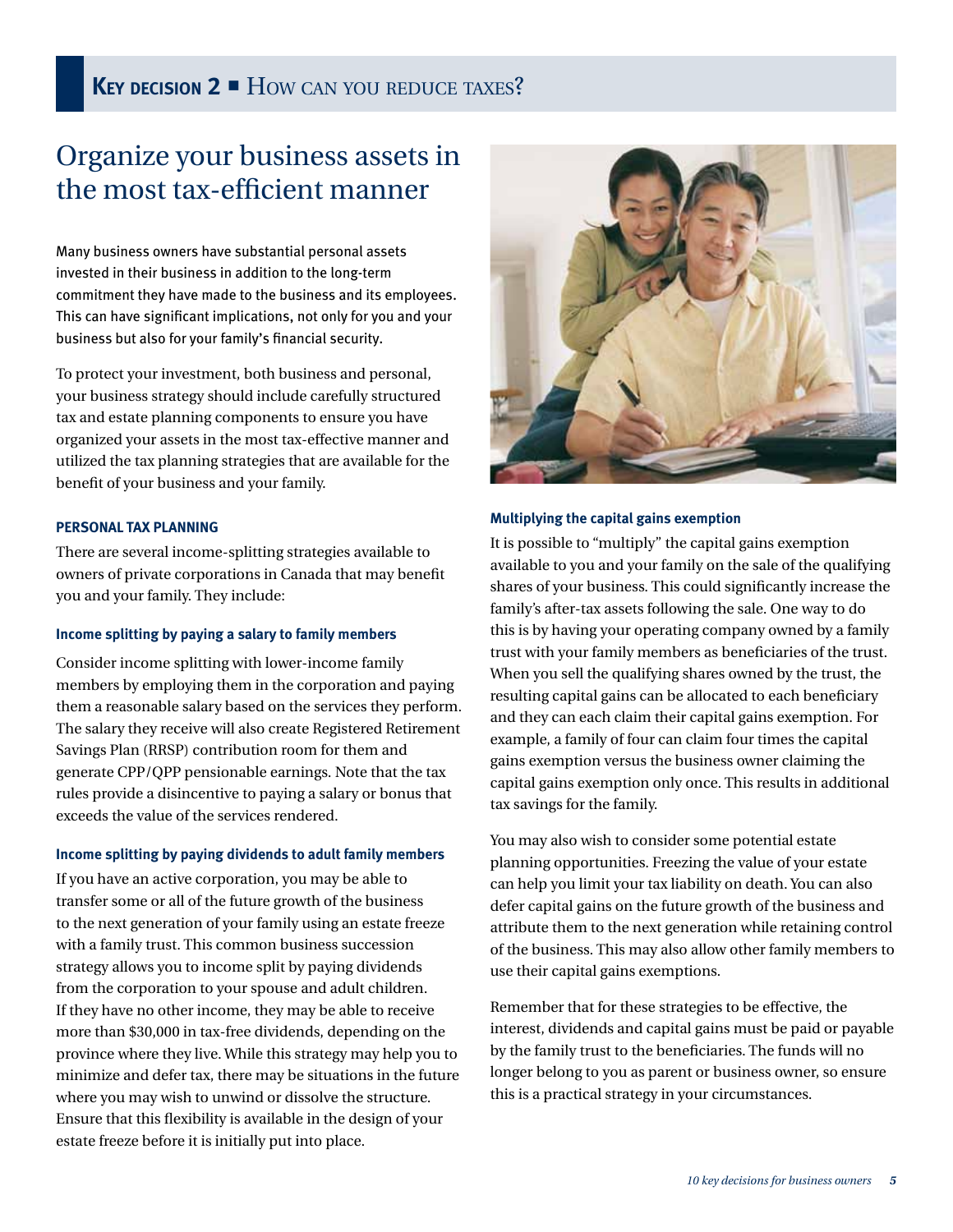## Key decision 2 ■ How can you reduce taxes?

# Organize your business assets in the most tax-efficient manner

Many business owners have substantial personal assets invested in their business in addition to the long-term commitment they have made to the business and its employees. This can have significant implications, not only for you and your business but also for your family's financial security.

To protect your investment, both business and personal, your business strategy should include carefully structured tax and estate planning components to ensure you have organized your assets in the most tax-effective manner and utilized the tax planning strategies that are available for the benefit of your business and your family.

### PERSONAL TAX PLANNING

There are several income-splitting strategies available to owners of private corporations in Canada that may benefit you and your family. They include:

#### Income splitting by paying a salary to family members

Consider income splitting with lower-income family members by employing them in the corporation and paying them a reasonable salary based on the services they perform. The salary they receive will also create Registered Retirement Savings Plan (RRSP) contribution room for them and generate CPP/QPP pensionable earnings. Note that the tax rules provide a disincentive to paying a salary or bonus that exceeds the value of the services rendered.

#### Income splitting by paying dividends to adult family members

If you have an active corporation, you may be able to transfer some or all of the future growth of the business to the next generation of your family using an estate freeze with a family trust. This common business succession strategy allows you to income split by paying dividends from the corporation to your spouse and adult children. If they have no other income, they may be able to receive more than $30,000 in tax-free dividends, depending on the province where they live. While this strategy may help you to minimize and defer tax, there may be situations in the future where you may wish to unwind or dissolve the structure. Ensure that this flexibility is available in the design of your estate freeze before it is initially put into place.

#### Multiplying the capital gains exemption

It is possible to "multiply" the capital gains exemption available to you and your family on the sale of the qualifying shares of your business. This could significantly increase the family's after-tax assets following the sale. One way to do this is by having your operating company owned by a family trust with your family members as beneficiaries of the trust. When you sell the qualifying shares owned by the trust, the resulting capital gains can be allocated to each beneficiary and they can each claim their capital gains exemption. For example, a family of four can claim four times the capital gains exemption versus the business owner claiming the capital gains exemption only once. This results in additional tax savings for the family.

You may also wish to consider some potential estate planning opportunities. Freezing the value of your estate can help you limit your tax liability on death. You can also defer capital gains on the future growth of the business and attribute them to the next generation while retaining control of the business. This may also allow other family members to use their capital gains exemptions.

Remember that for these strategies to be effective, the interest, dividends and capital gains must be paid or payable by the family trust to the beneficiaries. The funds will no longer belong to you as parent or business owner, so ensure this is a practical strategy in your circumstances.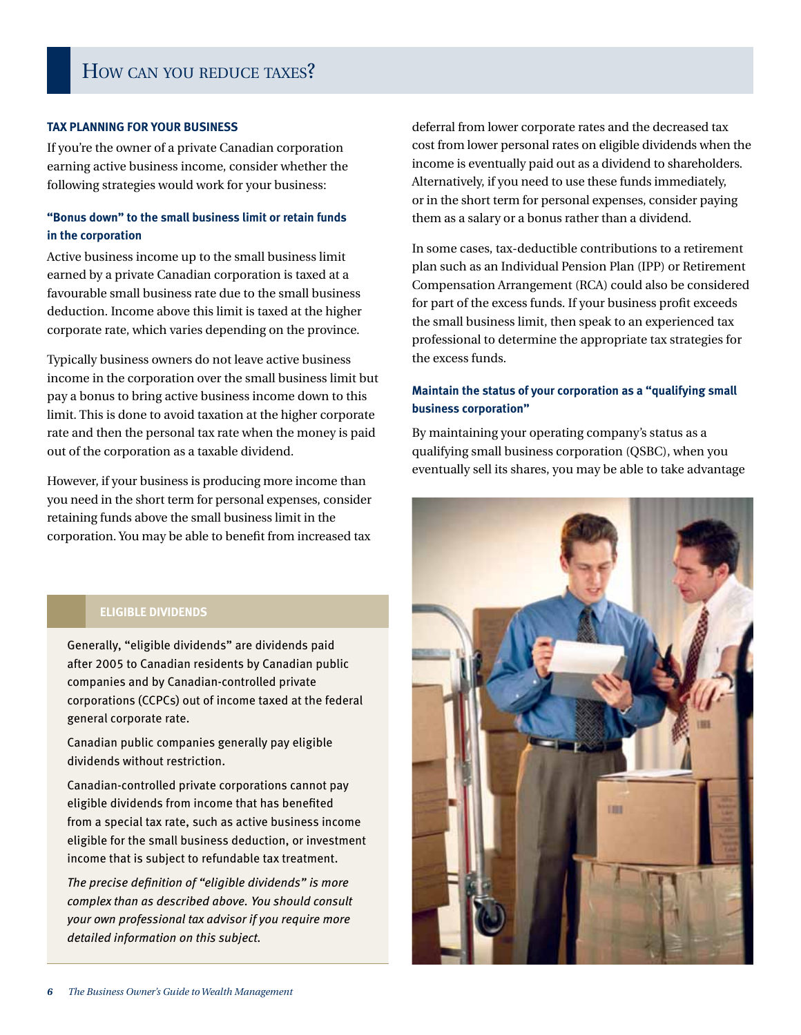# How can you reduce taxes?

## TAX PLANNING FOR YOUR BUSINESS

If you're the owner of a private Canadian corporation earning active business income, consider whether the following strategies would work for your business:

### "Bonus down" to the small business limit or retain funds in the corporation

Active business income up to the small business limit earned by a private Canadian corporation is taxed at a favourable small business rate due to the small business deduction. Income above this limit is taxed at the higher corporate rate, which varies depending on the province.

Typically business owners do not leave active business income in the corporation over the small business limit but pay a bonus to bring active business income down to this limit. This is done to avoid taxation at the higher corporate rate and then the personal tax rate when the money is paid out of the corporation as a taxable dividend.

However, if your business is producing more income than you need in the short term for personal expenses, consider retaining funds above the small business limit in the corporation. You may be able to benefit from increased tax deferral from lower corporate rates and the decreased tax cost from lower personal rates on eligible dividends when the income is eventually paid out as a dividend to shareholders. Alternatively, if you need to use these funds immediately, or in the short term for personal expenses, consider paying them as a salary or a bonus rather than a dividend.

In some cases, tax-deductible contributions to a retirement plan such as an Individual Pension Plan (IPP) or Retirement Compensation Arrangement (RCA) could also be considered for part of the excess funds. If your business profit exceeds the small business limit, then speak to an experienced tax professional to determine the appropriate tax strategies for the excess funds.

### Maintain the status of your corporation as a "qualifying small business corporation"

By maintaining your operating company's status as a qualifying small business corporation (QSBC), when you eventually sell its shares, you may be able to take advantage

### ELIGIBLE DIVIDENDS

Generally, "eligible dividends" are dividends paid after 2005 to Canadian residents by Canadian public companies and by Canadian-controlled private corporations (CCPCs) out of income taxed at the federal general corporate rate.

Canadian public companies generally pay eligible dividends without restriction.

Canadian-controlled private corporations cannot pay eligible dividends from income that has benefited from a special tax rate, such as active business income eligible for the small business deduction, or investment income that is subject to refundable tax treatment.

*The precise definition of "eligible dividends" is more complex than as described above. You should consult your own professional tax advisor if you require more detailed information on this subject.*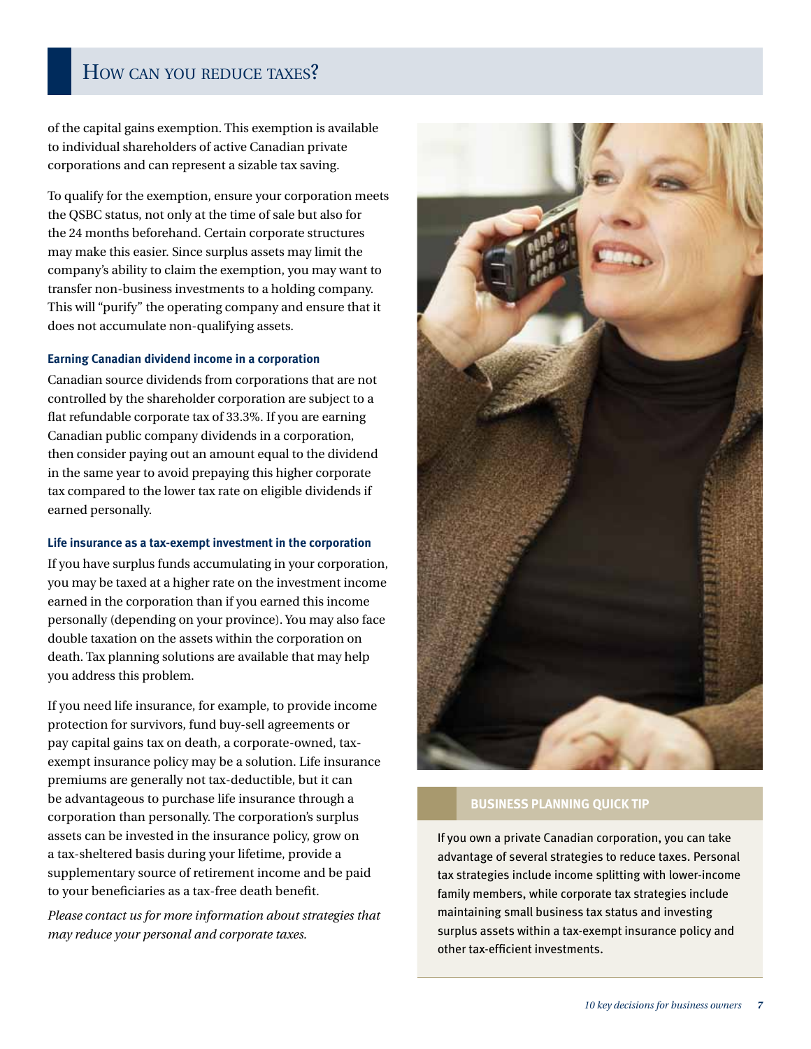## How can you reduce taxes?

of the capital gains exemption. This exemption is available to individual shareholders of active Canadian private corporations and can represent a sizable tax saving.

To qualify for the exemption, ensure your corporation meets the QSBC status, not only at the time of sale but also for the 24 months beforehand. Certain corporate structures may make this easier. Since surplus assets may limit the company's ability to claim the exemption, you may want to transfer non-business investments to a holding company. This will "purify" the operating company and ensure that it does not accumulate non-qualifying assets.

#### Earning Canadian dividend income in a corporation

Canadian source dividends from corporations that are not controlled by the shareholder corporation are subject to a flat refundable corporate tax of 33.3%. If you are earning Canadian public company dividends in a corporation, then consider paying out an amount equal to the dividend in the same year to avoid prepaying this higher corporate tax compared to the lower tax rate on eligible dividends if earned personally.

#### Life insurance as a tax-exempt investment in the corporation

If you have surplus funds accumulating in your corporation, you may be taxed at a higher rate on the investment income earned in the corporation than if you earned this income personally (depending on your province). You may also face double taxation on the assets within the corporation on death. Tax planning solutions are available that may help you address this problem.

If you need life insurance, for example, to provide income protection for survivors, fund buy-sell agreements or pay capital gains tax on death, a corporate-owned, tax-exempt insurance policy may be a solution. Life insurance premiums are generally not tax-deductible, but it can be advantageous to purchase life insurance through a corporation than personally. The corporation's surplus assets can be invested in the insurance policy, grow on a tax-sheltered basis during your lifetime, provide a supplementary source of retirement income and be paid to your beneficiaries as a tax-free death benefit.

*Please contact us for more information about strategies that may reduce your personal and corporate taxes.*

#### BUSINESS PLANNING QUICK TIP

If you own a private Canadian corporation, you can take advantage of several strategies to reduce taxes. Personal tax strategies include income splitting with lower-income family members, while corporate tax strategies include maintaining small business tax status and investing surplus assets within a tax-exempt insurance policy and other tax-efficient investments.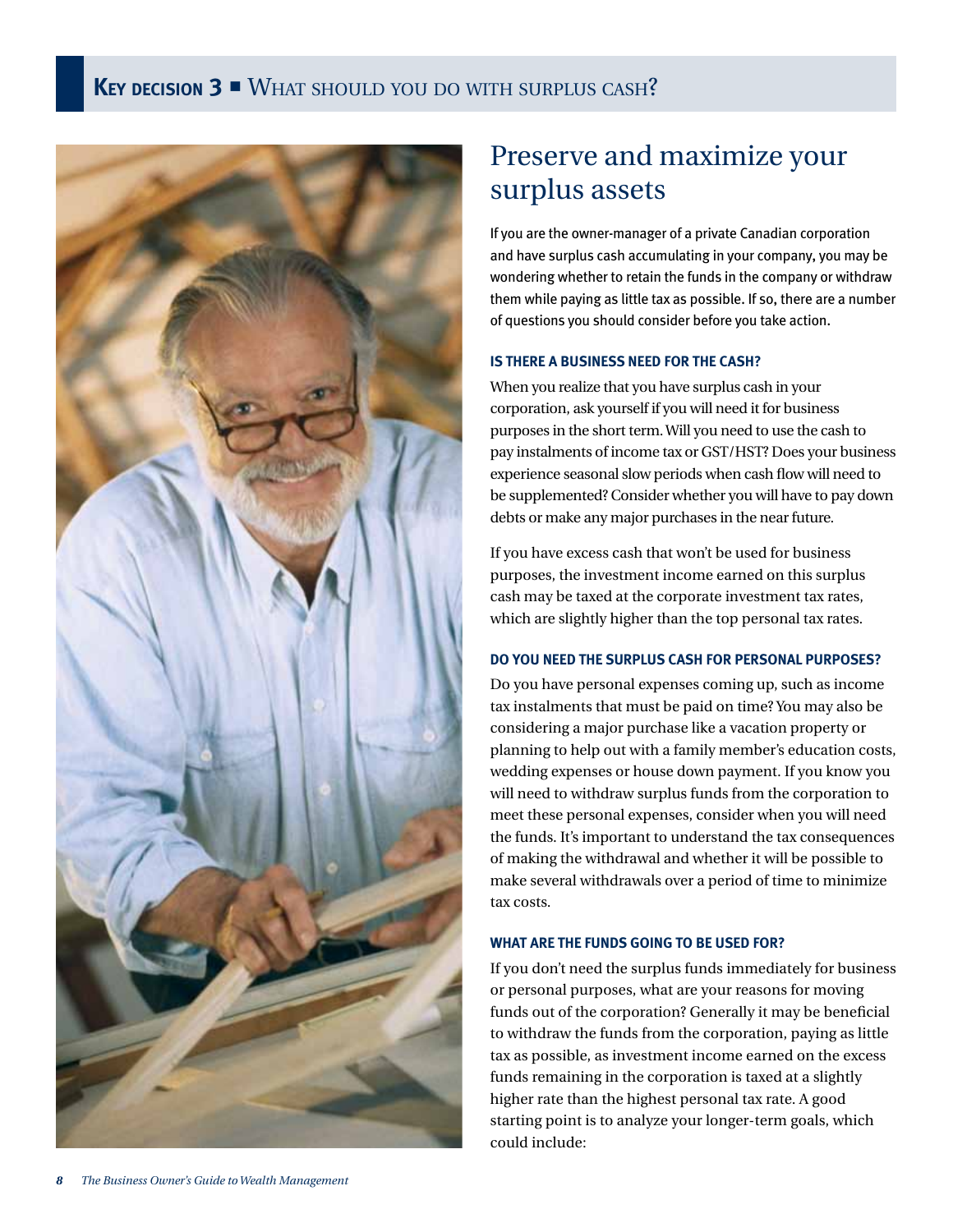## Key decision 3 ■ What should you do with surplus cash?

# Preserve and maximize your surplus assets

If you are the owner-manager of a private Canadian corporation and have surplus cash accumulating in your company, you may be wondering whether to retain the funds in the company or withdraw them while paying as little tax as possible. If so, there are a number of questions you should consider before you take action.

### IS THERE A BUSINESS NEED FOR THE CASH?

When you realize that you have surplus cash in your corporation, ask yourself if you will need it for business purposes in the short term. Will you need to use the cash to pay instalments of income tax or GST/HST? Does your business experience seasonal slow periods when cash flow will need to be supplemented? Consider whether you will have to pay down debts or make any major purchases in the near future.

If you have excess cash that won't be used for business purposes, the investment income earned on this surplus cash may be taxed at the corporate investment tax rates, which are slightly higher than the top personal tax rates.

### DO YOU NEED THE SURPLUS CASH FOR PERSONAL PURPOSES?

Do you have personal expenses coming up, such as income tax instalments that must be paid on time? You may also be considering a major purchase like a vacation property or planning to help out with a family member's education costs, wedding expenses or house down payment. If you know you will need to withdraw surplus funds from the corporation to meet these personal expenses, consider when you will need the funds. It's important to understand the tax consequences of making the withdrawal and whether it will be possible to make several withdrawals over a period of time to minimize tax costs.

### WHAT ARE THE FUNDS GOING TO BE USED FOR?

If you don't need the surplus funds immediately for business or personal purposes, what are your reasons for moving funds out of the corporation? Generally it may be beneficial to withdraw the funds from the corporation, paying as little tax as possible, as investment income earned on the excess funds remaining in the corporation is taxed at a slightly higher rate than the highest personal tax rate. A good starting point is to analyze your longer-term goals, which could include: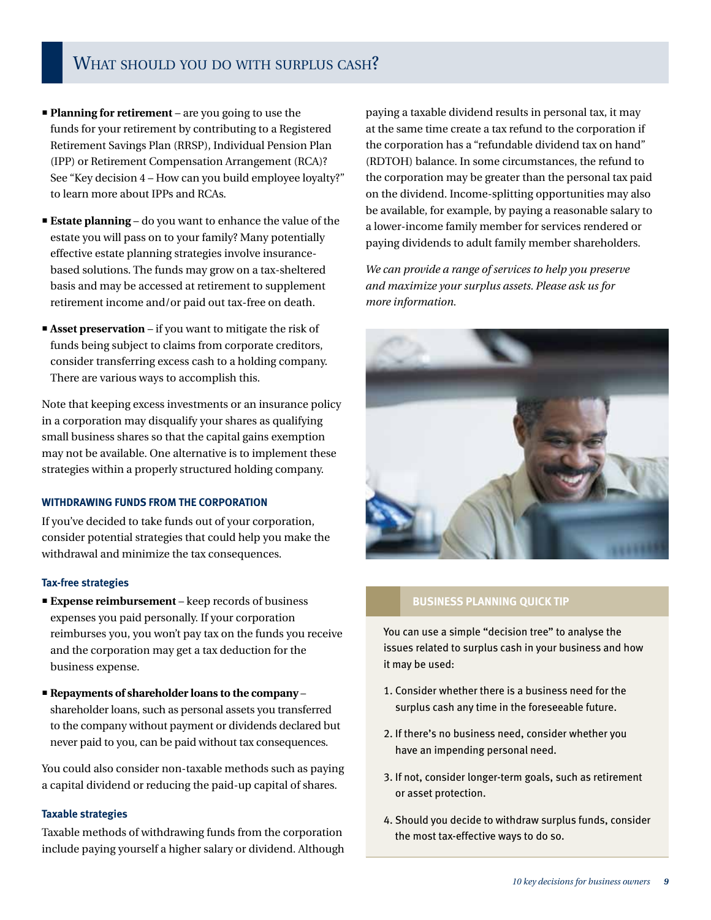## What should you do with surplus cash?

- **Planning for retirement** – are you going to use the funds for your retirement by contributing to a Registered Retirement Savings Plan (RRSP), Individual Pension Plan (IPP) or Retirement Compensation Arrangement (RCA)? See "Key decision 4 – How can you build employee loyalty?" to learn more about IPPs and RCAs.
- **Estate planning** – do you want to enhance the value of the estate you will pass on to your family? Many potentially effective estate planning strategies involve insurance-based solutions. The funds may grow on a tax-sheltered basis and may be accessed at retirement to supplement retirement income and/or paid out tax-free on death.
- **Asset preservation** – if you want to mitigate the risk of funds being subject to claims from corporate creditors, consider transferring excess cash to a holding company. There are various ways to accomplish this.

Note that keeping excess investments or an insurance policy in a corporation may disqualify your shares as qualifying small business shares so that the capital gains exemption may not be available. One alternative is to implement these strategies within a properly structured holding company.

### WITHDRAWING FUNDS FROM THE CORPORATION

If you've decided to take funds out of your corporation, consider potential strategies that could help you make the withdrawal and minimize the tax consequences.

#### Tax-free strategies

- **Expense reimbursement** – keep records of business expenses you paid personally. If your corporation reimburses you, you won't pay tax on the funds you receive and the corporation may get a tax deduction for the business expense.
- **Repayments of shareholder loans to the company** – shareholder loans, such as personal assets you transferred to the company without payment or dividends declared but never paid to you, can be paid without tax consequences.

You could also consider non-taxable methods such as paying a capital dividend or reducing the paid-up capital of shares.

#### Taxable strategies

Taxable methods of withdrawing funds from the corporation include paying yourself a higher salary or dividend. Although paying a taxable dividend results in personal tax, it may at the same time create a tax refund to the corporation if the corporation has a "refundable dividend tax on hand" (RDTOH) balance. In some circumstances, the refund to the corporation may be greater than the personal tax paid on the dividend. Income-splitting opportunities may also be available, for example, by paying a reasonable salary to a lower-income family member for services rendered or paying dividends to adult family member shareholders.

*We can provide a range of services to help you preserve and maximize your surplus assets. Please ask us for more information.*

### BUSINESS PLANNING QUICK TIP

You can use a simple "decision tree" to analyse the issues related to surplus cash in your business and how it may be used:

1. Consider whether there is a business need for the surplus cash any time in the foreseeable future.
2. If there's no business need, consider whether you have an impending personal need.
3. If not, consider longer-term goals, such as retirement or asset protection.
4. Should you decide to withdraw surplus funds, consider the most tax-effective ways to do so.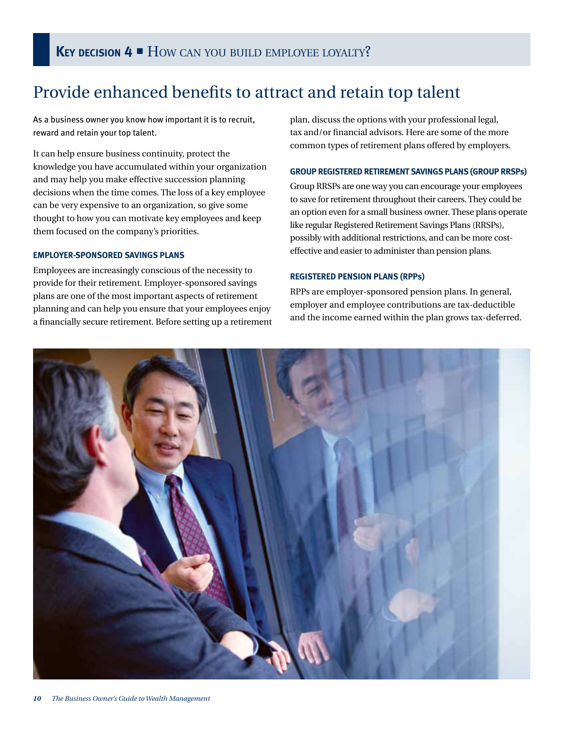## Key decision 4 ■ How can you build employee loyalty?

# Provide enhanced benefits to attract and retain top talent

As a business owner you know how important it is to recruit, reward and retain your top talent.

It can help ensure business continuity, protect the knowledge you have accumulated within your organization and may help you make effective succession planning decisions when the time comes. The loss of a key employee can be very expensive to an organization, so give some thought to how you can motivate key employees and keep them focused on the company's priorities.

### EMPLOYER-SPONSORED SAVINGS PLANS

Employees are increasingly conscious of the necessity to provide for their retirement. Employer-sponsored savings plans are one of the most important aspects of retirement planning and can help you ensure that your employees enjoy a financially secure retirement. Before setting up a retirement plan, discuss the options with your professional legal, tax and/or financial advisors. Here are some of the more common types of retirement plans offered by employers.

### GROUP REGISTERED RETIREMENT SAVINGS PLANS (GROUP RRSPs)

Group RRSPs are one way you can encourage your employees to save for retirement throughout their careers. They could be an option even for a small business owner. These plans operate like regular Registered Retirement Savings Plans (RRSPs), possibly with additional restrictions, and can be more cost-effective and easier to administer than pension plans.

### REGISTERED PENSION PLANS (RPPs)

RPPs are employer-sponsored pension plans. In general, employer and employee contributions are tax-deductible and the income earned within the plan grows tax-deferred.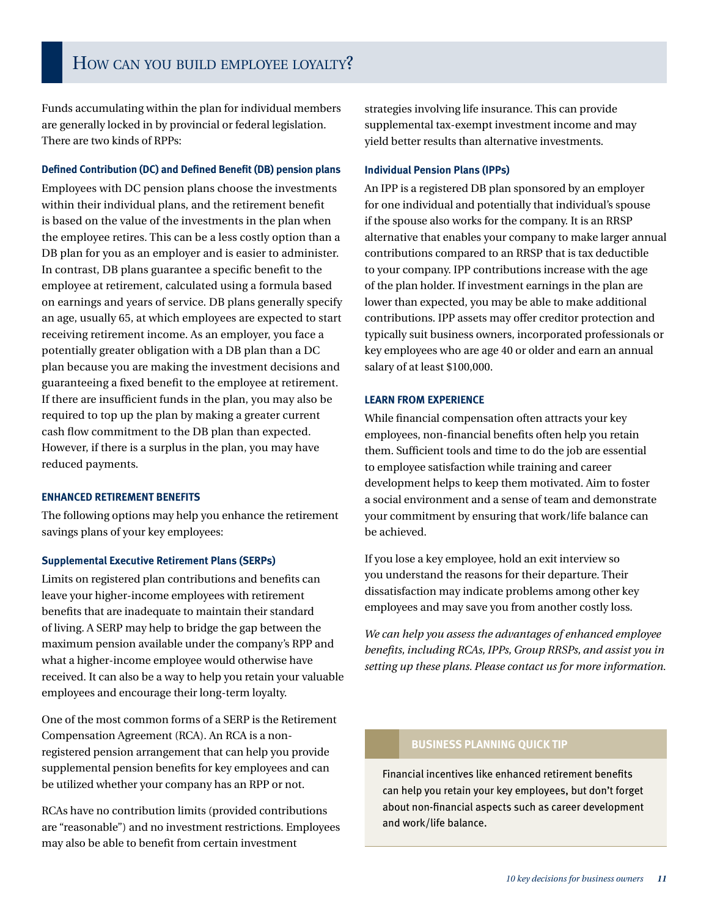## How can you build employee loyalty?

Funds accumulating within the plan for individual members are generally locked in by provincial or federal legislation. There are two kinds of RPPs:

#### Defined Contribution (DC) and Defined Benefit (DB) pension plans

Employees with DC pension plans choose the investments within their individual plans, and the retirement benefit is based on the value of the investments in the plan when the employee retires. This can be a less costly option than a DB plan for you as an employer and is easier to administer. In contrast, DB plans guarantee a specific benefit to the employee at retirement, calculated using a formula based on earnings and years of service. DB plans generally specify an age, usually 65, at which employees are expected to start receiving retirement income. As an employer, you face a potentially greater obligation with a DB plan than a DC plan because you are making the investment decisions and guaranteeing a fixed benefit to the employee at retirement. If there are insufficient funds in the plan, you may also be required to top up the plan by making a greater current cash flow commitment to the DB plan than expected. However, if there is a surplus in the plan, you may have reduced payments.

### ENHANCED RETIREMENT BENEFITS

The following options may help you enhance the retirement savings plans of your key employees:

#### Supplemental Executive Retirement Plans (SERPs)

Limits on registered plan contributions and benefits can leave your higher-income employees with retirement benefits that are inadequate to maintain their standard of living. A SERP may help to bridge the gap between the maximum pension available under the company's RPP and what a higher-income employee would otherwise have received. It can also be a way to help you retain your valuable employees and encourage their long-term loyalty.

One of the most common forms of a SERP is the Retirement Compensation Agreement (RCA). An RCA is a non-registered pension arrangement that can help you provide supplemental pension benefits for key employees and can be utilized whether your company has an RPP or not.

RCAs have no contribution limits (provided contributions are "reasonable") and no investment restrictions. Employees may also be able to benefit from certain investment strategies involving life insurance. This can provide supplemental tax-exempt investment income and may yield better results than alternative investments.

#### Individual Pension Plans (IPPs)

An IPP is a registered DB plan sponsored by an employer for one individual and potentially that individual's spouse if the spouse also works for the company. It is an RRSP alternative that enables your company to make larger annual contributions compared to an RRSP that is tax deductible to your company. IPP contributions increase with the age of the plan holder. If investment earnings in the plan are lower than expected, you may be able to make additional contributions. IPP assets may offer creditor protection and typically suit business owners, incorporated professionals or key employees who are age 40 or older and earn an annual salary of at least $100,000.

### LEARN FROM EXPERIENCE

While financial compensation often attracts your key employees, non-financial benefits often help you retain them. Sufficient tools and time to do the job are essential to employee satisfaction while training and career development helps to keep them motivated. Aim to foster a social environment and a sense of team and demonstrate your commitment by ensuring that work/life balance can be achieved.

If you lose a key employee, hold an exit interview so you understand the reasons for their departure. Their dissatisfaction may indicate problems among other key employees and may save you from another costly loss.

*We can help you assess the advantages of enhanced employee benefits, including RCAs, IPPs, Group RRSPs, and assist you in setting up these plans. Please contact us for more information.*

### BUSINESS PLANNING QUICK TIP

Financial incentives like enhanced retirement benefits can help you retain your key employees, but don't forget about non-financial aspects such as career development and work/life balance.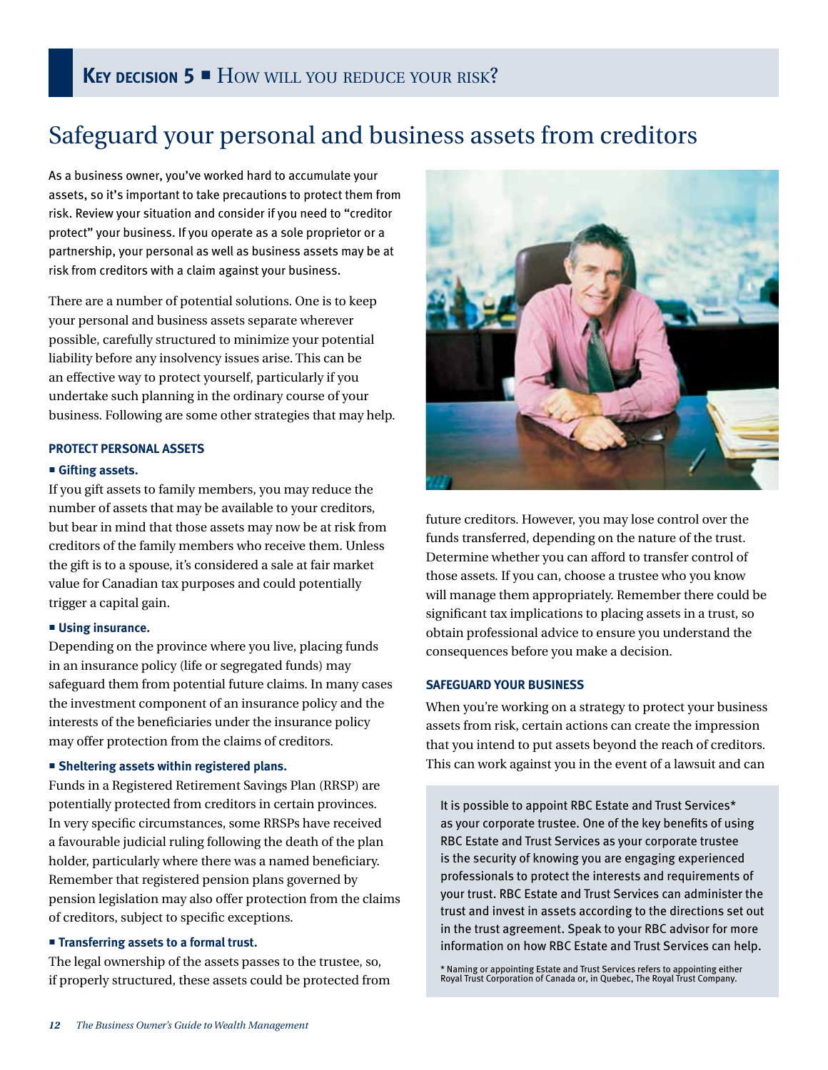## Key decision 5 ■ How will you reduce your risk?

# Safeguard your personal and business assets from creditors

As a business owner, you've worked hard to accumulate your assets, so it's important to take precautions to protect them from risk. Review your situation and consider if you need to "creditor protect" your business. If you operate as a sole proprietor or a partnership, your personal as well as business assets may be at risk from creditors with a claim against your business.

There are a number of potential solutions. One is to keep your personal and business assets separate wherever possible, carefully structured to minimize your potential liability before any insolvency issues arise. This can be an effective way to protect yourself, particularly if you undertake such planning in the ordinary course of your business. Following are some other strategies that may help.

### PROTECT PERSONAL ASSETS

**■ Gifting assets.**

If you gift assets to family members, you may reduce the number of assets that may be available to your creditors, but bear in mind that those assets may now be at risk from creditors of the family members who receive them. Unless the gift is to a spouse, it's considered a sale at fair market value for Canadian tax purposes and could potentially trigger a capital gain.

**■ Using insurance.**

Depending on the province where you live, placing funds in an insurance policy (life or segregated funds) may safeguard them from potential future claims. In many cases the investment component of an insurance policy and the interests of the beneficiaries under the insurance policy may offer protection from the claims of creditors.

**■ Sheltering assets within registered plans.**

Funds in a Registered Retirement Savings Plan (RRSP) are potentially protected from creditors in certain provinces. In very specific circumstances, some RRSPs have received a favourable judicial ruling following the death of the plan holder, particularly where there was a named beneficiary. Remember that registered pension plans governed by pension legislation may also offer protection from the claims of creditors, subject to specific exceptions.

**■ Transferring assets to a formal trust.**

The legal ownership of the assets passes to the trustee, so, if properly structured, these assets could be protected from future creditors. However, you may lose control over the funds transferred, depending on the nature of the trust. Determine whether you can afford to transfer control of those assets. If you can, choose a trustee who you know will manage them appropriately. Remember there could be significant tax implications to placing assets in a trust, so obtain professional advice to ensure you understand the consequences before you make a decision.

### SAFEGUARD YOUR BUSINESS

When you're working on a strategy to protect your business assets from risk, certain actions can create the impression that you intend to put assets beyond the reach of creditors. This can work against you in the event of a lawsuit and can

> It is possible to appoint RBC Estate and Trust Services* as your corporate trustee. One of the key benefits of using RBC Estate and Trust Services as your corporate trustee is the security of knowing you are engaging experienced professionals to protect the interests and requirements of your trust. RBC Estate and Trust Services can administer the trust and invest in assets according to the directions set out in the trust agreement. Speak to your RBC advisor for more information on how RBC Estate and Trust Services can help.
>
> * Naming or appointing Estate and Trust Services refers to appointing either Royal Trust Corporation of Canada or, in Quebec, The Royal Trust Company.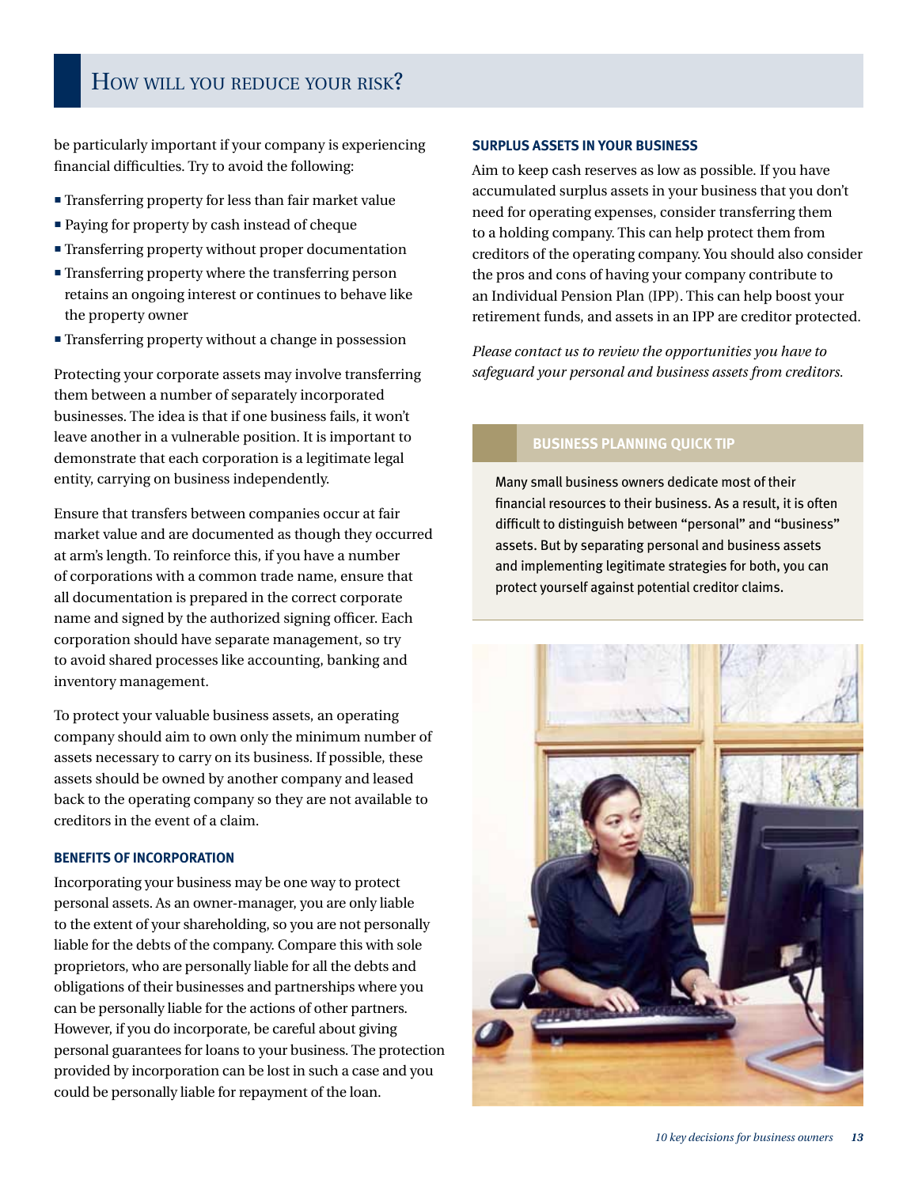## How will you reduce your risk?

be particularly important if your company is experiencing financial difficulties. Try to avoid the following:

- Transferring property for less than fair market value
- Paying for property by cash instead of cheque
- Transferring property without proper documentation
- Transferring property where the transferring person retains an ongoing interest or continues to behave like the property owner
- Transferring property without a change in possession

Protecting your corporate assets may involve transferring them between a number of separately incorporated businesses. The idea is that if one business fails, it won't leave another in a vulnerable position. It is important to demonstrate that each corporation is a legitimate legal entity, carrying on business independently.

Ensure that transfers between companies occur at fair market value and are documented as though they occurred at arm's length. To reinforce this, if you have a number of corporations with a common trade name, ensure that all documentation is prepared in the correct corporate name and signed by the authorized signing officer. Each corporation should have separate management, so try to avoid shared processes like accounting, banking and inventory management.

To protect your valuable business assets, an operating company should aim to own only the minimum number of assets necessary to carry on its business. If possible, these assets should be owned by another company and leased back to the operating company so they are not available to creditors in the event of a claim.

### BENEFITS OF INCORPORATION

Incorporating your business may be one way to protect personal assets. As an owner-manager, you are only liable to the extent of your shareholding, so you are not personally liable for the debts of the company. Compare this with sole proprietors, who are personally liable for all the debts and obligations of their businesses and partnerships where you can be personally liable for the actions of other partners. However, if you do incorporate, be careful about giving personal guarantees for loans to your business. The protection provided by incorporation can be lost in such a case and you could be personally liable for repayment of the loan.

### SURPLUS ASSETS IN YOUR BUSINESS

Aim to keep cash reserves as low as possible. If you have accumulated surplus assets in your business that you don't need for operating expenses, consider transferring them to a holding company. This can help protect them from creditors of the operating company. You should also consider the pros and cons of having your company contribute to an Individual Pension Plan (IPP). This can help boost your retirement funds, and assets in an IPP are creditor protected.

*Please contact us to review the opportunities you have to safeguard your personal and business assets from creditors.*

### BUSINESS PLANNING QUICK TIP

Many small business owners dedicate most of their financial resources to their business. As a result, it is often difficult to distinguish between "personal" and "business" assets. But by separating personal and business assets and implementing legitimate strategies for both, you can protect yourself against potential creditor claims.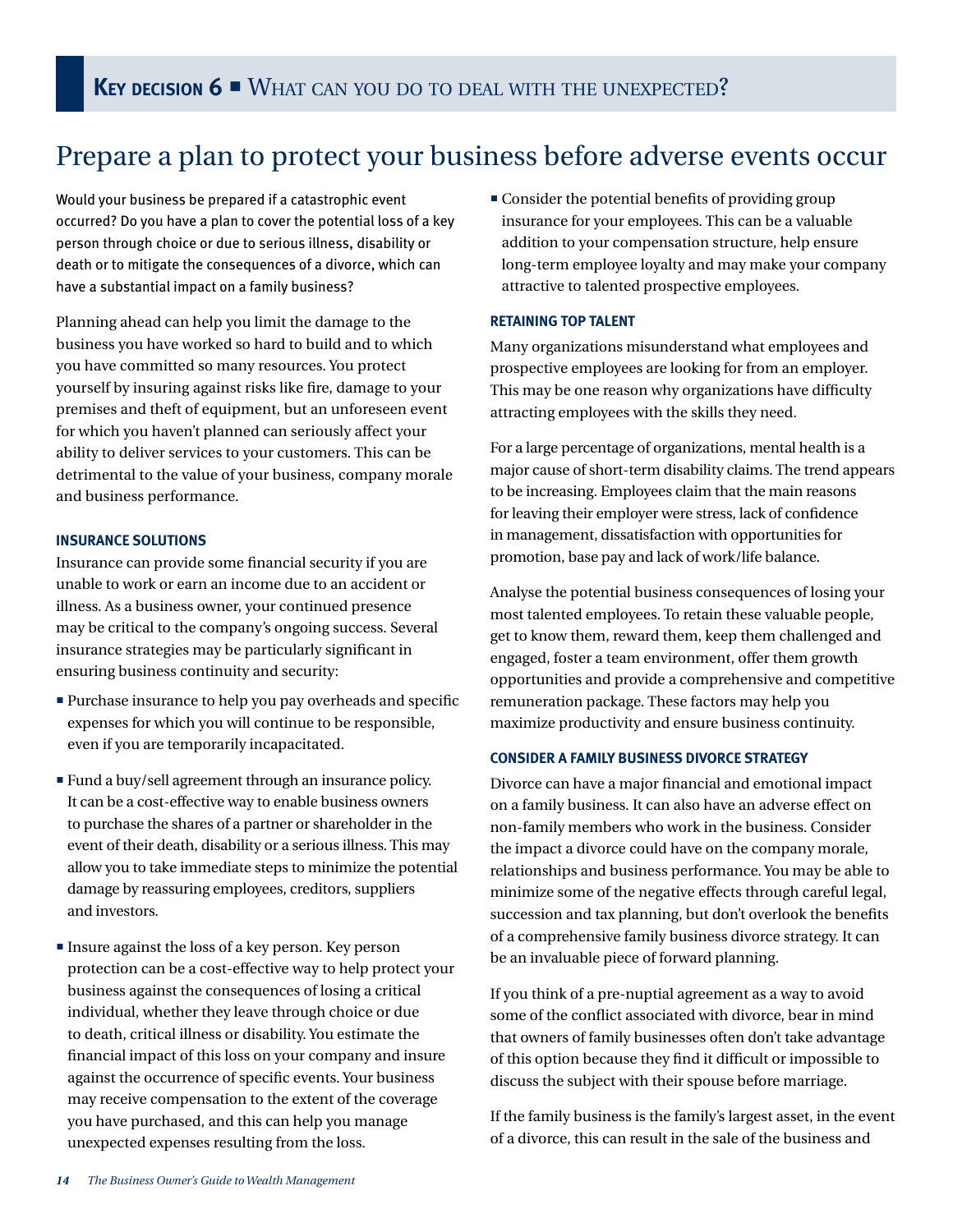## Key decision 6 ■ What can you do to deal with the unexpected?

# Prepare a plan to protect your business before adverse events occur

Would your business be prepared if a catastrophic event occurred? Do you have a plan to cover the potential loss of a key person through choice or due to serious illness, disability or death or to mitigate the consequences of a divorce, which can have a substantial impact on a family business?

Planning ahead can help you limit the damage to the business you have worked so hard to build and to which you have committed so many resources. You protect yourself by insuring against risks like fire, damage to your premises and theft of equipment, but an unforeseen event for which you haven't planned can seriously affect your ability to deliver services to your customers. This can be detrimental to the value of your business, company morale and business performance.

### INSURANCE SOLUTIONS

Insurance can provide some financial security if you are unable to work or earn an income due to an accident or illness. As a business owner, your continued presence may be critical to the company's ongoing success. Several insurance strategies may be particularly significant in ensuring business continuity and security:

- Purchase insurance to help you pay overheads and specific expenses for which you will continue to be responsible, even if you are temporarily incapacitated.
- Fund a buy/sell agreement through an insurance policy. It can be a cost-effective way to enable business owners to purchase the shares of a partner or shareholder in the event of their death, disability or a serious illness. This may allow you to take immediate steps to minimize the potential damage by reassuring employees, creditors, suppliers and investors.
- Insure against the loss of a key person. Key person protection can be a cost-effective way to help protect your business against the consequences of losing a critical individual, whether they leave through choice or due to death, critical illness or disability. You estimate the financial impact of this loss on your company and insure against the occurrence of specific events. Your business may receive compensation to the extent of the coverage you have purchased, and this can help you manage unexpected expenses resulting from the loss.
- Consider the potential benefits of providing group insurance for your employees. This can be a valuable addition to your compensation structure, help ensure long-term employee loyalty and may make your company attractive to talented prospective employees.

### RETAINING TOP TALENT

Many organizations misunderstand what employees and prospective employees are looking for from an employer. This may be one reason why organizations have difficulty attracting employees with the skills they need.

For a large percentage of organizations, mental health is a major cause of short-term disability claims. The trend appears to be increasing. Employees claim that the main reasons for leaving their employer were stress, lack of confidence in management, dissatisfaction with opportunities for promotion, base pay and lack of work/life balance.

Analyse the potential business consequences of losing your most talented employees. To retain these valuable people, get to know them, reward them, keep them challenged and engaged, foster a team environment, offer them growth opportunities and provide a comprehensive and competitive remuneration package. These factors may help you maximize productivity and ensure business continuity.

### CONSIDER A FAMILY BUSINESS DIVORCE STRATEGY

Divorce can have a major financial and emotional impact on a family business. It can also have an adverse effect on non-family members who work in the business. Consider the impact a divorce could have on the company morale, relationships and business performance. You may be able to minimize some of the negative effects through careful legal, succession and tax planning, but don't overlook the benefits of a comprehensive family business divorce strategy. It can be an invaluable piece of forward planning.

If you think of a pre-nuptial agreement as a way to avoid some of the conflict associated with divorce, bear in mind that owners of family businesses often don't take advantage of this option because they find it difficult or impossible to discuss the subject with their spouse before marriage.

If the family business is the family's largest asset, in the event of a divorce, this can result in the sale of the business and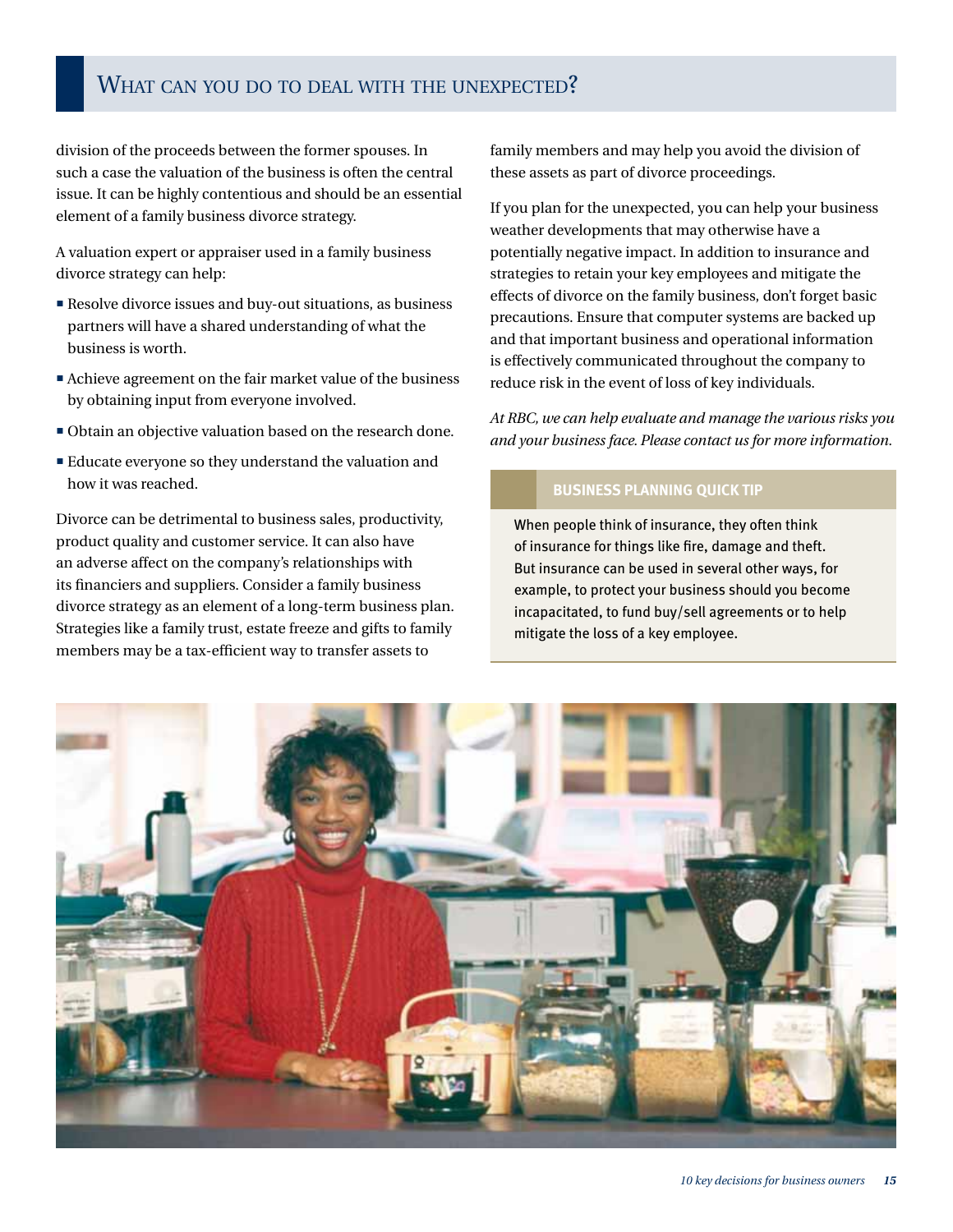## What can you do to deal with the unexpected?

division of the proceeds between the former spouses. In such a case the valuation of the business is often the central issue. It can be highly contentious and should be an essential element of a family business divorce strategy.

A valuation expert or appraiser used in a family business divorce strategy can help:

- Resolve divorce issues and buy-out situations, as business partners will have a shared understanding of what the business is worth.
- Achieve agreement on the fair market value of the business by obtaining input from everyone involved.
- Obtain an objective valuation based on the research done.
- Educate everyone so they understand the valuation and how it was reached.

Divorce can be detrimental to business sales, productivity, product quality and customer service. It can also have an adverse affect on the company's relationships with its financiers and suppliers. Consider a family business divorce strategy as an element of a long-term business plan. Strategies like a family trust, estate freeze and gifts to family members may be a tax-efficient way to transfer assets to family members and may help you avoid the division of these assets as part of divorce proceedings.

If you plan for the unexpected, you can help your business weather developments that may otherwise have a potentially negative impact. In addition to insurance and strategies to retain your key employees and mitigate the effects of divorce on the family business, don't forget basic precautions. Ensure that computer systems are backed up and that important business and operational information is effectively communicated throughout the company to reduce risk in the event of loss of key individuals.

*At RBC, we can help evaluate and manage the various risks you and your business face. Please contact us for more information.*

**BUSINESS PLANNING QUICK TIP**

When people think of insurance, they often think of insurance for things like fire, damage and theft. But insurance can be used in several other ways, for example, to protect your business should you become incapacitated, to fund buy/sell agreements or to help mitigate the loss of a key employee.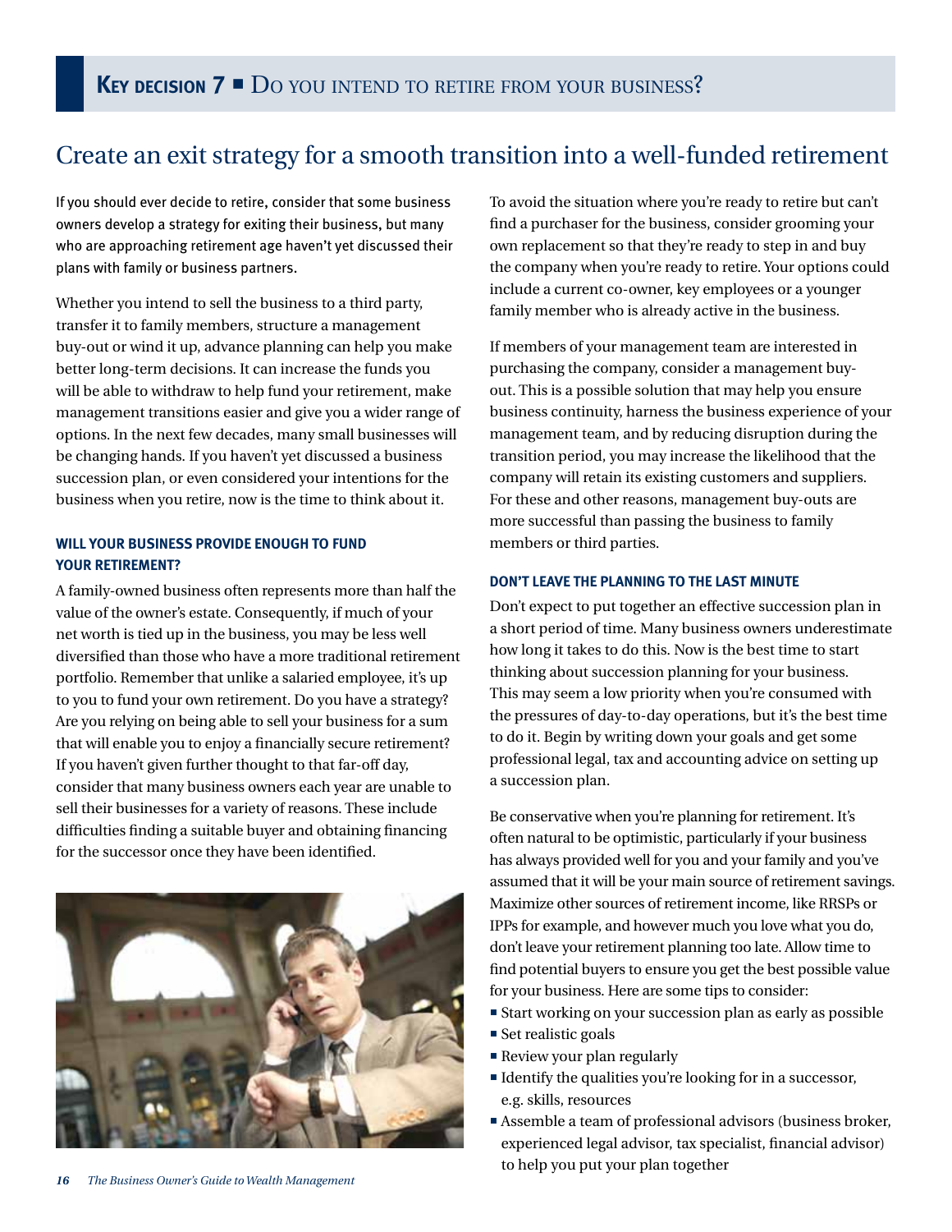## Key decision 7 ■ Do you intend to retire from your business?

# Create an exit strategy for a smooth transition into a well-funded retirement

If you should ever decide to retire, consider that some business owners develop a strategy for exiting their business, but many who are approaching retirement age haven't yet discussed their plans with family or business partners.

Whether you intend to sell the business to a third party, transfer it to family members, structure a management buy-out or wind it up, advance planning can help you make better long-term decisions. It can increase the funds you will be able to withdraw to help fund your retirement, make management transitions easier and give you a wider range of options. In the next few decades, many small businesses will be changing hands. If you haven't yet discussed a business succession plan, or even considered your intentions for the business when you retire, now is the time to think about it.

### WILL YOUR BUSINESS PROVIDE ENOUGH TO FUND YOUR RETIREMENT?

A family-owned business often represents more than half the value of the owner's estate. Consequently, if much of your net worth is tied up in the business, you may be less well diversified than those who have a more traditional retirement portfolio. Remember that unlike a salaried employee, it's up to you to fund your own retirement. Do you have a strategy? Are you relying on being able to sell your business for a sum that will enable you to enjoy a financially secure retirement? If you haven't given further thought to that far-off day, consider that many business owners each year are unable to sell their businesses for a variety of reasons. These include difficulties finding a suitable buyer and obtaining financing for the successor once they have been identified.

To avoid the situation where you're ready to retire but can't find a purchaser for the business, consider grooming your own replacement so that they're ready to step in and buy the company when you're ready to retire. Your options could include a current co-owner, key employees or a younger family member who is already active in the business.

If members of your management team are interested in purchasing the company, consider a management buy-out. This is a possible solution that may help you ensure business continuity, harness the business experience of your management team, and by reducing disruption during the transition period, you may increase the likelihood that the company will retain its existing customers and suppliers. For these and other reasons, management buy-outs are more successful than passing the business to family members or third parties.

### DON'T LEAVE THE PLANNING TO THE LAST MINUTE

Don't expect to put together an effective succession plan in a short period of time. Many business owners underestimate how long it takes to do this. Now is the best time to start thinking about succession planning for your business. This may seem a low priority when you're consumed with the pressures of day-to-day operations, but it's the best time to do it. Begin by writing down your goals and get some professional legal, tax and accounting advice on setting up a succession plan.

Be conservative when you're planning for retirement. It's often natural to be optimistic, particularly if your business has always provided well for you and your family and you've assumed that it will be your main source of retirement savings. Maximize other sources of retirement income, like RRSPs or IPPs for example, and however much you love what you do, don't leave your retirement planning too late. Allow time to find potential buyers to ensure you get the best possible value for your business. Here are some tips to consider:

- Start working on your succession plan as early as possible
- Set realistic goals
- Review your plan regularly
- Identify the qualities you're looking for in a successor, e.g. skills, resources
- Assemble a team of professional advisors (business broker, experienced legal advisor, tax specialist, financial advisor) to help you put your plan together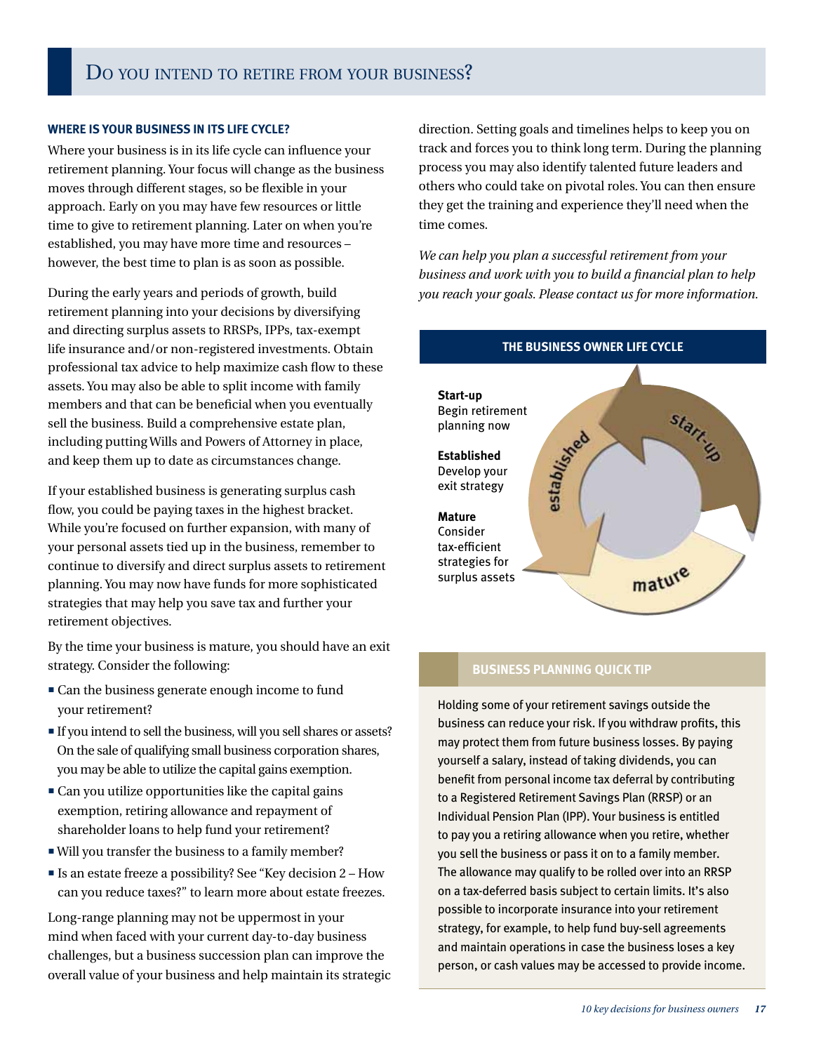# Do you intend to retire from your business?

### WHERE IS YOUR BUSINESS IN ITS LIFE CYCLE?

Where your business is in its life cycle can influence your retirement planning. Your focus will change as the business moves through different stages, so be flexible in your approach. Early on you may have few resources or little time to give to retirement planning. Later on when you're established, you may have more time and resources – however, the best time to plan is as soon as possible.

During the early years and periods of growth, build retirement planning into your decisions by diversifying and directing surplus assets to RRSPs, IPPs, tax-exempt life insurance and/or non-registered investments. Obtain professional tax advice to help maximize cash flow to these assets. You may also be able to split income with family members and that can be beneficial when you eventually sell the business. Build a comprehensive estate plan, including putting Wills and Powers of Attorney in place, and keep them up to date as circumstances change.

If your established business is generating surplus cash flow, you could be paying taxes in the highest bracket. While you're focused on further expansion, with many of your personal assets tied up in the business, remember to continue to diversify and direct surplus assets to retirement planning. You may now have funds for more sophisticated strategies that may help you save tax and further your retirement objectives.

By the time your business is mature, you should have an exit strategy. Consider the following:

- Can the business generate enough income to fund your retirement?
- If you intend to sell the business, will you sell shares or assets? On the sale of qualifying small business corporation shares, you may be able to utilize the capital gains exemption.
- Can you utilize opportunities like the capital gains exemption, retiring allowance and repayment of shareholder loans to help fund your retirement?
- Will you transfer the business to a family member?
- Is an estate freeze a possibility? See "Key decision 2 – How can you reduce taxes?" to learn more about estate freezes.

Long-range planning may not be uppermost in your mind when faced with your current day-to-day business challenges, but a business succession plan can improve the overall value of your business and help maintain its strategic direction. Setting goals and timelines helps to keep you on track and forces you to think long term. During the planning process you may also identify talented future leaders and others who could take on pivotal roles. You can then ensure they get the training and experience they'll need when the time comes.

*We can help you plan a successful retirement from your business and work with you to build a financial plan to help you reach your goals. Please contact us for more information.*

#### THE BUSINESS OWNER LIFE CYCLE

**Start-up**
Begin retirement planning now

**Established**
Develop your exit strategy

**Mature**
Consider tax-efficient strategies for surplus assets

start-up
established
mature

#### BUSINESS PLANNING QUICK TIP

Holding some of your retirement savings outside the business can reduce your risk. If you withdraw profits, this may protect them from future business losses. By paying yourself a salary, instead of taking dividends, you can benefit from personal income tax deferral by contributing to a Registered Retirement Savings Plan (RRSP) or an Individual Pension Plan (IPP). Your business is entitled to pay you a retiring allowance when you retire, whether you sell the business or pass it on to a family member. The allowance may qualify to be rolled over into an RRSP on a tax-deferred basis subject to certain limits. It's also possible to incorporate insurance into your retirement strategy, for example, to help fund buy-sell agreements and maintain operations in case the business loses a key person, or cash values may be accessed to provide income.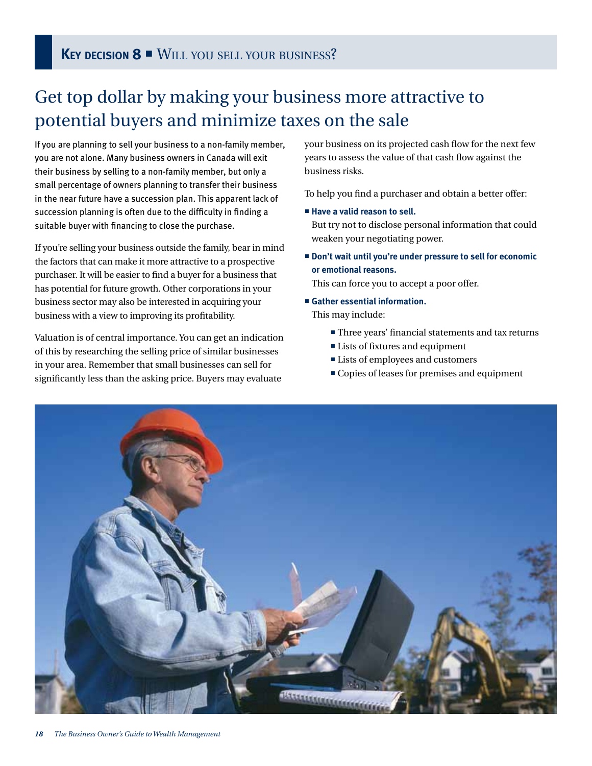## KEY DECISION 8 ■ WILL YOU SELL YOUR BUSINESS?

# Get top dollar by making your business more attractive to potential buyers and minimize taxes on the sale

If you are planning to sell your business to a non-family member, you are not alone. Many business owners in Canada will exit their business by selling to a non-family member, but only a small percentage of owners planning to transfer their business in the near future have a succession plan. This apparent lack of succession planning is often due to the difficulty in finding a suitable buyer with financing to close the purchase.

If you're selling your business outside the family, bear in mind the factors that can make it more attractive to a prospective purchaser. It will be easier to find a buyer for a business that has potential for future growth. Other corporations in your business sector may also be interested in acquiring your business with a view to improving its profitability.

Valuation is of central importance. You can get an indication of this by researching the selling price of similar businesses in your area. Remember that small businesses can sell for significantly less than the asking price. Buyers may evaluate your business on its projected cash flow for the next few years to assess the value of that cash flow against the business risks.

To help you find a purchaser and obtain a better offer:

- **Have a valid reason to sell.**
  But try not to disclose personal information that could weaken your negotiating power.
- **Don't wait until you're under pressure to sell for economic or emotional reasons.**
  This can force you to accept a poor offer.
- **Gather essential information.**
  This may include:
  - Three years' financial statements and tax returns
  - Lists of fixtures and equipment
  - Lists of employees and customers
  - Copies of leases for premises and equipment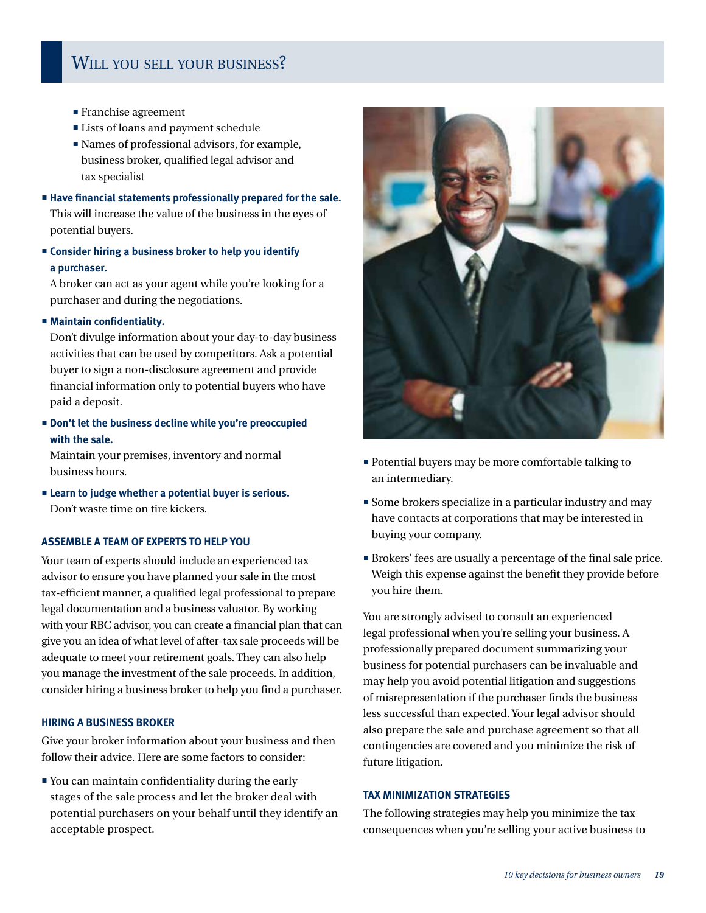- Franchise agreement
- Lists of loans and payment schedule
- Names of professional advisors, for example, business broker, qualified legal advisor and tax specialist

- **Have financial statements professionally prepared for the sale.** This will increase the value of the business in the eyes of potential buyers.
- **Consider hiring a business broker to help you identify a purchaser.** A broker can act as your agent while you're looking for a purchaser and during the negotiations.
- **Maintain confidentiality.** Don't divulge information about your day-to-day business activities that can be used by competitors. Ask a potential buyer to sign a non-disclosure agreement and provide financial information only to potential buyers who have paid a deposit.
- **Don't let the business decline while you're preoccupied with the sale.** Maintain your premises, inventory and normal business hours.
- **Learn to judge whether a potential buyer is serious.** Don't waste time on tire kickers.

### ASSEMBLE A TEAM OF EXPERTS TO HELP YOU

Your team of experts should include an experienced tax advisor to ensure you have planned your sale in the most tax-efficient manner, a qualified legal professional to prepare legal documentation and a business valuator. By working with your RBC advisor, you can create a financial plan that can give you an idea of what level of after-tax sale proceeds will be adequate to meet your retirement goals. They can also help you manage the investment of the sale proceeds. In addition, consider hiring a business broker to help you find a purchaser.

### HIRING A BUSINESS BROKER

Give your broker information about your business and then follow their advice. Here are some factors to consider:

- You can maintain confidentiality during the early stages of the sale process and let the broker deal with potential purchasers on your behalf until they identify an acceptable prospect.
- Potential buyers may be more comfortable talking to an intermediary.
- Some brokers specialize in a particular industry and may have contacts at corporations that may be interested in buying your company.
- Brokers' fees are usually a percentage of the final sale price. Weigh this expense against the benefit they provide before you hire them.

You are strongly advised to consult an experienced legal professional when you're selling your business. A professionally prepared document summarizing your business for potential purchasers can be invaluable and may help you avoid potential litigation and suggestions of misrepresentation if the purchaser finds the business less successful than expected. Your legal advisor should also prepare the sale and purchase agreement so that all contingencies are covered and you minimize the risk of future litigation.

### TAX MINIMIZATION STRATEGIES

The following strategies may help you minimize the tax consequences when you're selling your active business to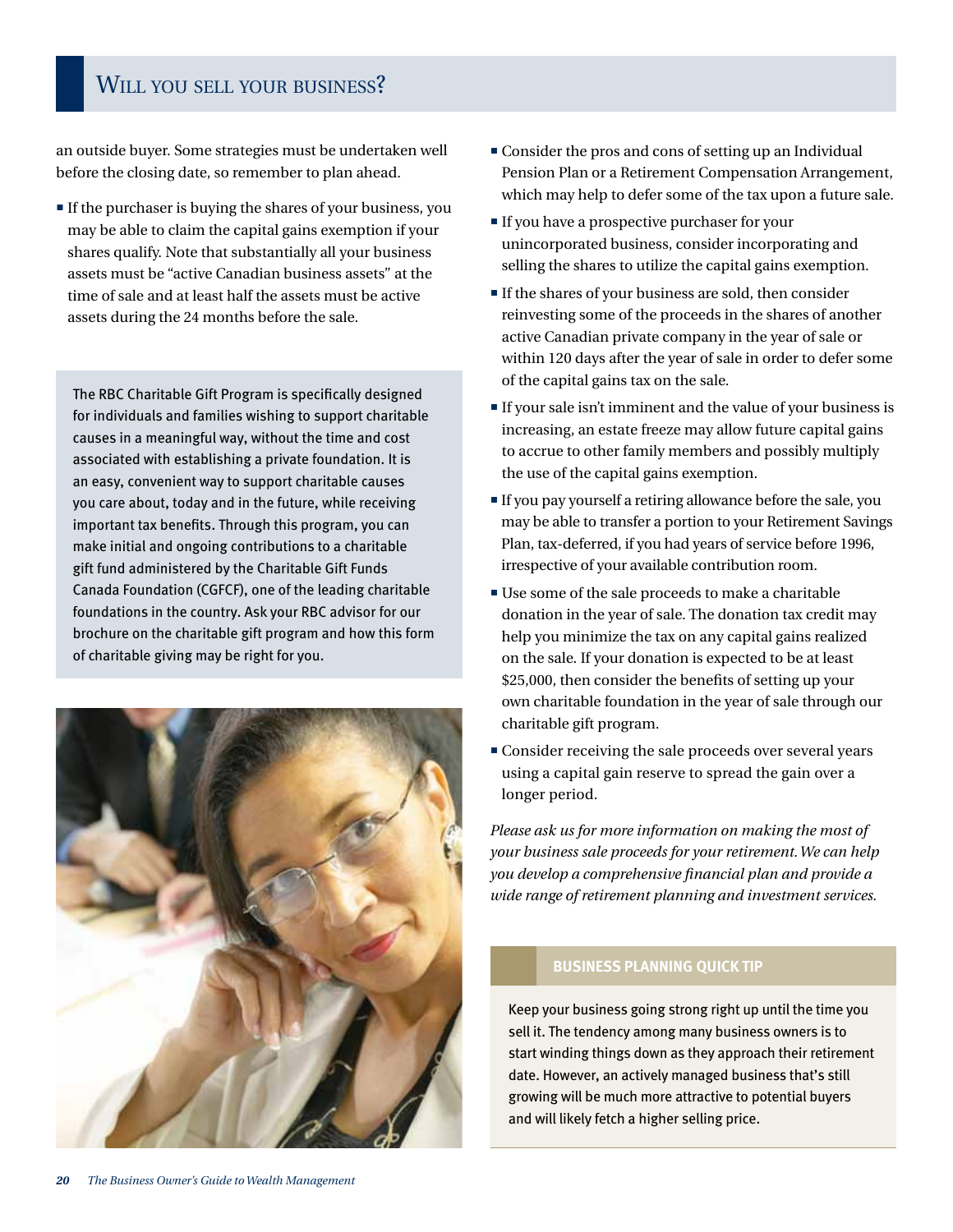## Will you sell your business?

an outside buyer. Some strategies must be undertaken well before the closing date, so remember to plan ahead.

- If the purchaser is buying the shares of your business, you may be able to claim the capital gains exemption if your shares qualify. Note that substantially all your business assets must be "active Canadian business assets" at the time of sale and at least half the assets must be active assets during the 24 months before the sale.

The RBC Charitable Gift Program is specifically designed for individuals and families wishing to support charitable causes in a meaningful way, without the time and cost associated with establishing a private foundation. It is an easy, convenient way to support charitable causes you care about, today and in the future, while receiving important tax benefits. Through this program, you can make initial and ongoing contributions to a charitable gift fund administered by the Charitable Gift Funds Canada Foundation (CGFCF), one of the leading charitable foundations in the country. Ask your RBC advisor for our brochure on the charitable gift program and how this form of charitable giving may be right for you.

- Consider the pros and cons of setting up an Individual Pension Plan or a Retirement Compensation Arrangement, which may help to defer some of the tax upon a future sale.
- If you have a prospective purchaser for your unincorporated business, consider incorporating and selling the shares to utilize the capital gains exemption.
- If the shares of your business are sold, then consider reinvesting some of the proceeds in the shares of another active Canadian private company in the year of sale or within 120 days after the year of sale in order to defer some of the capital gains tax on the sale.
- If your sale isn't imminent and the value of your business is increasing, an estate freeze may allow future capital gains to accrue to other family members and possibly multiply the use of the capital gains exemption.
- If you pay yourself a retiring allowance before the sale, you may be able to transfer a portion to your Retirement Savings Plan, tax-deferred, if you had years of service before 1996, irrespective of your available contribution room.
- Use some of the sale proceeds to make a charitable donation in the year of sale. The donation tax credit may help you minimize the tax on any capital gains realized on the sale. If your donation is expected to be at least $25,000, then consider the benefits of setting up your own charitable foundation in the year of sale through our charitable gift program.
- Consider receiving the sale proceeds over several years using a capital gain reserve to spread the gain over a longer period.

*Please ask us for more information on making the most of your business sale proceeds for your retirement. We can help you develop a comprehensive financial plan and provide a wide range of retirement planning and investment services.*

**BUSINESS PLANNING QUICK TIP**

Keep your business going strong right up until the time you sell it. The tendency among many business owners is to start winding things down as they approach their retirement date. However, an actively managed business that's still growing will be much more attractive to potential buyers and will likely fetch a higher selling price.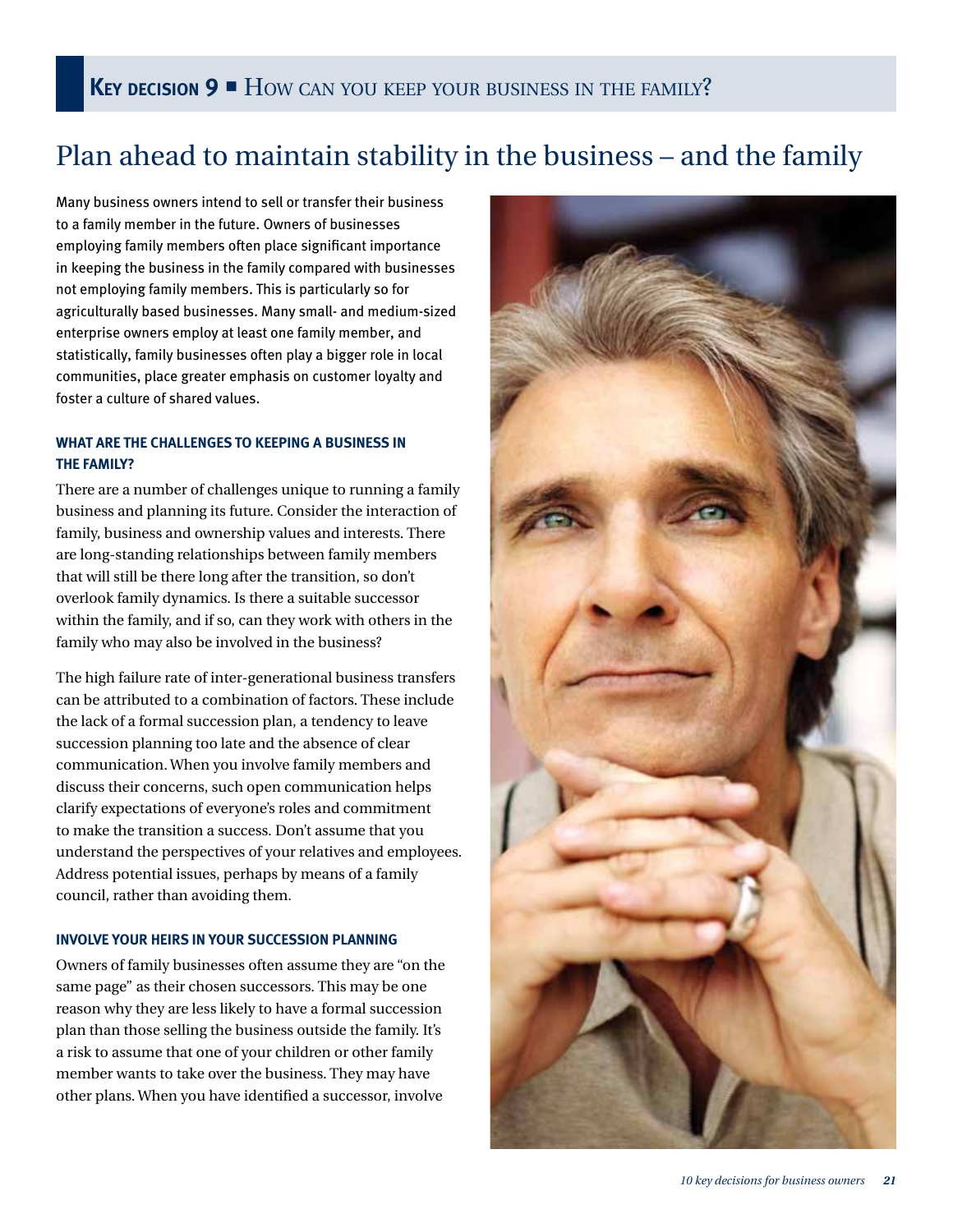## Key decision 9 ■ How can you keep your business in the family?

# Plan ahead to maintain stability in the business – and the family

Many business owners intend to sell or transfer their business to a family member in the future. Owners of businesses employing family members often place significant importance in keeping the business in the family compared with businesses not employing family members. This is particularly so for agriculturally based businesses. Many small- and medium-sized enterprise owners employ at least one family member, and statistically, family businesses often play a bigger role in local communities, place greater emphasis on customer loyalty and foster a culture of shared values.

### WHAT ARE THE CHALLENGES TO KEEPING A BUSINESS IN THE FAMILY?

There are a number of challenges unique to running a family business and planning its future. Consider the interaction of family, business and ownership values and interests. There are long-standing relationships between family members that will still be there long after the transition, so don't overlook family dynamics. Is there a suitable successor within the family, and if so, can they work with others in the family who may also be involved in the business?

The high failure rate of inter-generational business transfers can be attributed to a combination of factors. These include the lack of a formal succession plan, a tendency to leave succession planning too late and the absence of clear communication. When you involve family members and discuss their concerns, such open communication helps clarify expectations of everyone's roles and commitment to make the transition a success. Don't assume that you understand the perspectives of your relatives and employees. Address potential issues, perhaps by means of a family council, rather than avoiding them.

### INVOLVE YOUR HEIRS IN YOUR SUCCESSION PLANNING

Owners of family businesses often assume they are "on the same page" as their chosen successors. This may be one reason why they are less likely to have a formal succession plan than those selling the business outside the family. It's a risk to assume that one of your children or other family member wants to take over the business. They may have other plans. When you have identified a successor, involve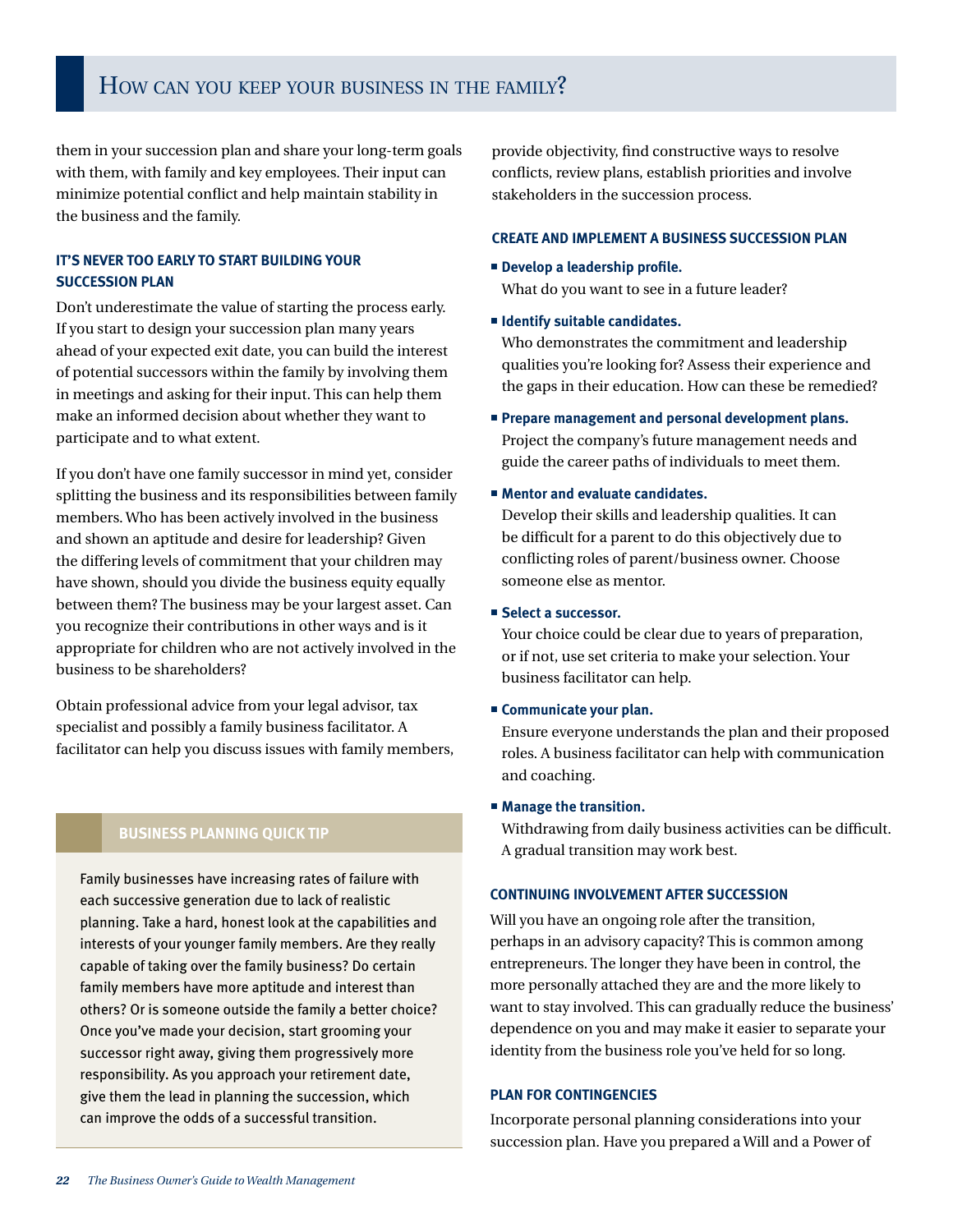them in your succession plan and share your long-term goals with them, with family and key employees. Their input can minimize potential conflict and help maintain stability in the business and the family.

### IT'S NEVER TOO EARLY TO START BUILDING YOUR SUCCESSION PLAN

Don't underestimate the value of starting the process early. If you start to design your succession plan many years ahead of your expected exit date, you can build the interest of potential successors within the family by involving them in meetings and asking for their input. This can help them make an informed decision about whether they want to participate and to what extent.

If you don't have one family successor in mind yet, consider splitting the business and its responsibilities between family members. Who has been actively involved in the business and shown an aptitude and desire for leadership? Given the differing levels of commitment that your children may have shown, should you divide the business equity equally between them? The business may be your largest asset. Can you recognize their contributions in other ways and is it appropriate for children who are not actively involved in the business to be shareholders?

Obtain professional advice from your legal advisor, tax specialist and possibly a family business facilitator. A facilitator can help you discuss issues with family members, provide objectivity, find constructive ways to resolve conflicts, review plans, establish priorities and involve stakeholders in the succession process.

> **BUSINESS PLANNING QUICK TIP**
>
> Family businesses have increasing rates of failure with each successive generation due to lack of realistic planning. Take a hard, honest look at the capabilities and interests of your younger family members. Are they really capable of taking over the family business? Do certain family members have more aptitude and interest than others? Or is someone outside the family a better choice? Once you've made your decision, start grooming your successor right away, giving them progressively more responsibility. As you approach your retirement date, give them the lead in planning the succession, which can improve the odds of a successful transition.

### CREATE AND IMPLEMENT A BUSINESS SUCCESSION PLAN

- **Develop a leadership profile.**
  What do you want to see in a future leader?
- **Identify suitable candidates.**
  Who demonstrates the commitment and leadership qualities you're looking for? Assess their experience and the gaps in their education. How can these be remedied?
- **Prepare management and personal development plans.**
  Project the company's future management needs and guide the career paths of individuals to meet them.
- **Mentor and evaluate candidates.**
  Develop their skills and leadership qualities. It can be difficult for a parent to do this objectively due to conflicting roles of parent/business owner. Choose someone else as mentor.
- **Select a successor.**
  Your choice could be clear due to years of preparation, or if not, use set criteria to make your selection. Your business facilitator can help.
- **Communicate your plan.**
  Ensure everyone understands the plan and their proposed roles. A business facilitator can help with communication and coaching.
- **Manage the transition.**
  Withdrawing from daily business activities can be difficult. A gradual transition may work best.

### CONTINUING INVOLVEMENT AFTER SUCCESSION

Will you have an ongoing role after the transition, perhaps in an advisory capacity? This is common among entrepreneurs. The longer they have been in control, the more personally attached they are and the more likely to want to stay involved. This can gradually reduce the business' dependence on you and may make it easier to separate your identity from the business role you've held for so long.

### PLAN FOR CONTINGENCIES

Incorporate personal planning considerations into your succession plan. Have you prepared a Will and a Power of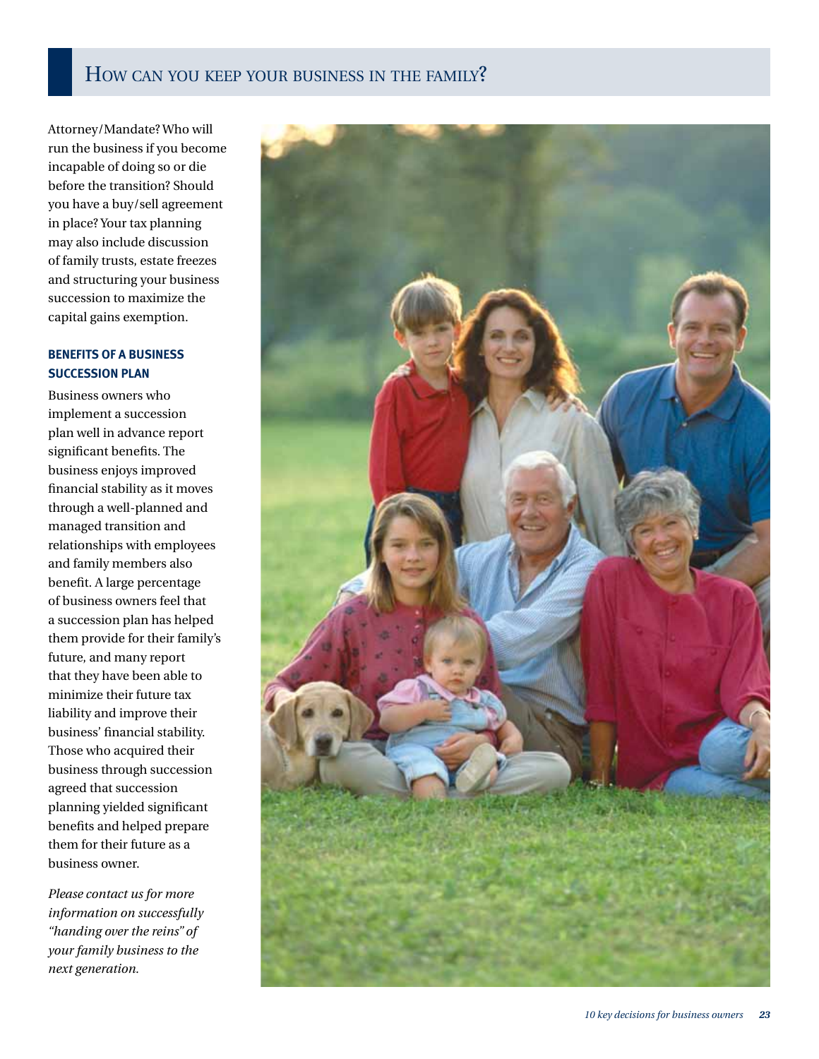Attorney/Mandate? Who will run the business if you become incapable of doing so or die before the transition? Should you have a buy/sell agreement in place? Your tax planning may also include discussion of family trusts, estate freezes and structuring your business succession to maximize the capital gains exemption.

### BENEFITS OF A BUSINESS SUCCESSION PLAN

Business owners who implement a succession plan well in advance report significant benefits. The business enjoys improved financial stability as it moves through a well-planned and managed transition and relationships with employees and family members also benefit. A large percentage of business owners feel that a succession plan has helped them provide for their family's future, and many report that they have been able to minimize their future tax liability and improve their business' financial stability. Those who acquired their business through succession agreed that succession planning yielded significant benefits and helped prepare them for their future as a business owner.

*Please contact us for more information on successfully "handing over the reins" of your family business to the next generation.*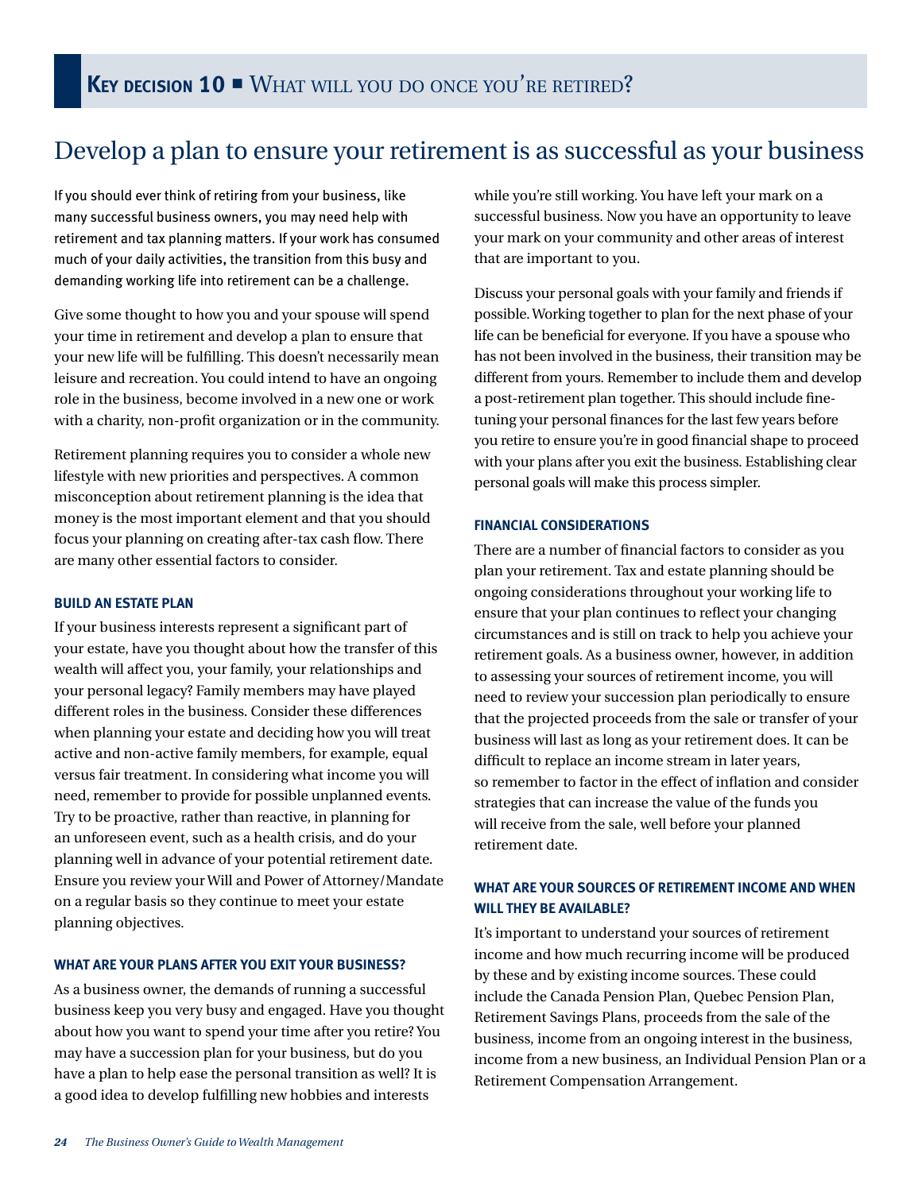# Key decision 10 ■ What will you do once you're retired?

## Develop a plan to ensure your retirement is as successful as your business

If you should ever think of retiring from your business, like many successful business owners, you may need help with retirement and tax planning matters. If your work has consumed much of your daily activities, the transition from this busy and demanding working life into retirement can be a challenge.

Give some thought to how you and your spouse will spend your time in retirement and develop a plan to ensure that your new life will be fulfilling. This doesn't necessarily mean leisure and recreation. You could intend to have an ongoing role in the business, become involved in a new one or work with a charity, non-profit organization or in the community.

Retirement planning requires you to consider a whole new lifestyle with new priorities and perspectives. A common misconception about retirement planning is the idea that money is the most important element and that you should focus your planning on creating after-tax cash flow. There are many other essential factors to consider.

### BUILD AN ESTATE PLAN

If your business interests represent a significant part of your estate, have you thought about how the transfer of this wealth will affect you, your family, your relationships and your personal legacy? Family members may have played different roles in the business. Consider these differences when planning your estate and deciding how you will treat active and non-active family members, for example, equal versus fair treatment. In considering what income you will need, remember to provide for possible unplanned events. Try to be proactive, rather than reactive, in planning for an unforeseen event, such as a health crisis, and do your planning well in advance of your potential retirement date. Ensure you review your Will and Power of Attorney/Mandate on a regular basis so they continue to meet your estate planning objectives.

### WHAT ARE YOUR PLANS AFTER YOU EXIT YOUR BUSINESS?

As a business owner, the demands of running a successful business keep you very busy and engaged. Have you thought about how you want to spend your time after you retire? You may have a succession plan for your business, but do you have a plan to help ease the personal transition as well? It is a good idea to develop fulfilling new hobbies and interests while you're still working. You have left your mark on a successful business. Now you have an opportunity to leave your mark on your community and other areas of interest that are important to you.

Discuss your personal goals with your family and friends if possible. Working together to plan for the next phase of your life can be beneficial for everyone. If you have a spouse who has not been involved in the business, their transition may be different from yours. Remember to include them and develop a post-retirement plan together. This should include fine-tuning your personal finances for the last few years before you retire to ensure you're in good financial shape to proceed with your plans after you exit the business. Establishing clear personal goals will make this process simpler.

### FINANCIAL CONSIDERATIONS

There are a number of financial factors to consider as you plan your retirement. Tax and estate planning should be ongoing considerations throughout your working life to ensure that your plan continues to reflect your changing circumstances and is still on track to help you achieve your retirement goals. As a business owner, however, in addition to assessing your sources of retirement income, you will need to review your succession plan periodically to ensure that the projected proceeds from the sale or transfer of your business will last as long as your retirement does. It can be difficult to replace an income stream in later years, so remember to factor in the effect of inflation and consider strategies that can increase the value of the funds you will receive from the sale, well before your planned retirement date.

### WHAT ARE YOUR SOURCES OF RETIREMENT INCOME AND WHEN WILL THEY BE AVAILABLE?

It's important to understand your sources of retirement income and how much recurring income will be produced by these and by existing income sources. These could include the Canada Pension Plan, Quebec Pension Plan, Retirement Savings Plans, proceeds from the sale of the business, income from an ongoing interest in the business, income from a new business, an Individual Pension Plan or a Retirement Compensation Arrangement.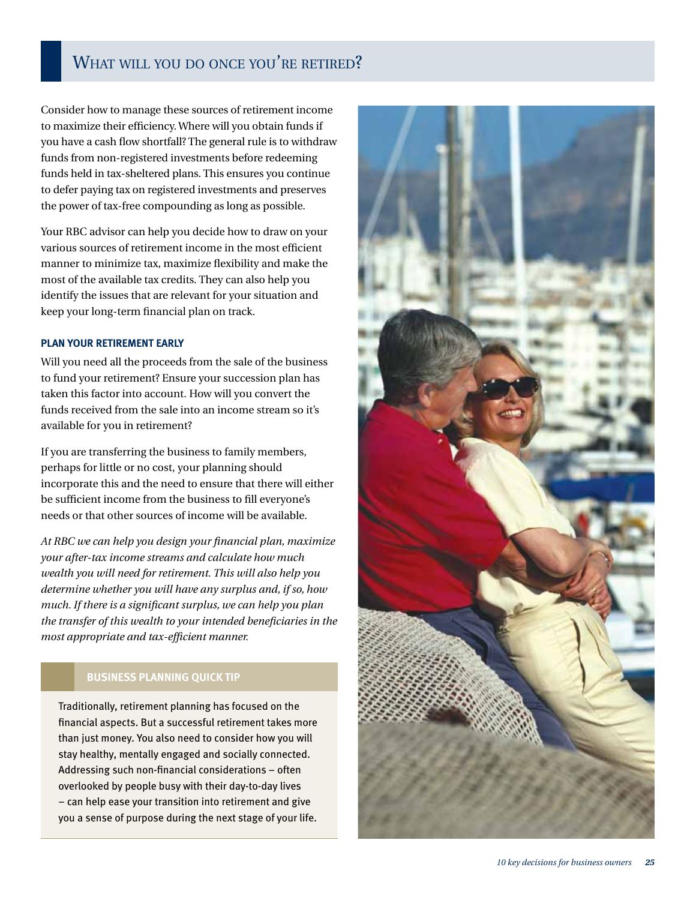## What will you do once you're retired?

Consider how to manage these sources of retirement income to maximize their efficiency. Where will you obtain funds if you have a cash flow shortfall? The general rule is to withdraw funds from non-registered investments before redeeming funds held in tax-sheltered plans. This ensures you continue to defer paying tax on registered investments and preserves the power of tax-free compounding as long as possible.

Your RBC advisor can help you decide how to draw on your various sources of retirement income in the most efficient manner to minimize tax, maximize flexibility and make the most of the available tax credits. They can also help you identify the issues that are relevant for your situation and keep your long-term financial plan on track.

### PLAN YOUR RETIREMENT EARLY

Will you need all the proceeds from the sale of the business to fund your retirement? Ensure your succession plan has taken this factor into account. How will you convert the funds received from the sale into an income stream so it's available for you in retirement?

If you are transferring the business to family members, perhaps for little or no cost, your planning should incorporate this and the need to ensure that there will either be sufficient income from the business to fill everyone's needs or that other sources of income will be available.

*At RBC we can help you design your financial plan, maximize your after-tax income streams and calculate how much wealth you will need for retirement. This will also help you determine whether you will have any surplus and, if so, how much. If there is a significant surplus, we can help you plan the transfer of this wealth to your intended beneficiaries in the most appropriate and tax-efficient manner.*

#### BUSINESS PLANNING QUICK TIP

Traditionally, retirement planning has focused on the financial aspects. But a successful retirement takes more than just money. You also need to consider how you will stay healthy, mentally engaged and socially connected. Addressing such non-financial considerations – often overlooked by people busy with their day-to-day lives – can help ease your transition into retirement and give you a sense of purpose during the next stage of your life.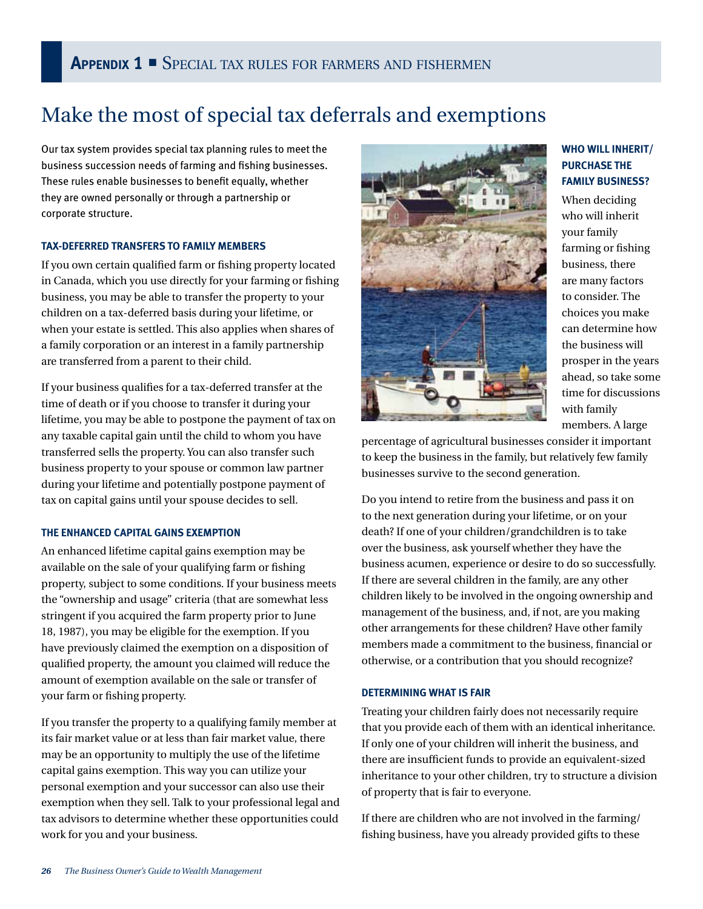# Appendix 1 ■ Special tax rules for farmers and fishermen

## Make the most of special tax deferrals and exemptions

Our tax system provides special tax planning rules to meet the business succession needs of farming and fishing businesses. These rules enable businesses to benefit equally, whether they are owned personally or through a partnership or corporate structure.

### TAX-DEFERRED TRANSFERS TO FAMILY MEMBERS

If you own certain qualified farm or fishing property located in Canada, which you use directly for your farming or fishing business, you may be able to transfer the property to your children on a tax-deferred basis during your lifetime, or when your estate is settled. This also applies when shares of a family corporation or an interest in a family partnership are transferred from a parent to their child.

If your business qualifies for a tax-deferred transfer at the time of death or if you choose to transfer it during your lifetime, you may be able to postpone the payment of tax on any taxable capital gain until the child to whom you have transferred sells the property. You can also transfer such business property to your spouse or common law partner during your lifetime and potentially postpone payment of tax on capital gains until your spouse decides to sell.

### THE ENHANCED CAPITAL GAINS EXEMPTION

An enhanced lifetime capital gains exemption may be available on the sale of your qualifying farm or fishing property, subject to some conditions. If your business meets the "ownership and usage" criteria (that are somewhat less stringent if you acquired the farm property prior to June 18, 1987), you may be eligible for the exemption. If you have previously claimed the exemption on a disposition of qualified property, the amount you claimed will reduce the amount of exemption available on the sale or transfer of your farm or fishing property.

If you transfer the property to a qualifying family member at its fair market value or at less than fair market value, there may be an opportunity to multiply the use of the lifetime capital gains exemption. This way you can utilize your personal exemption and your successor can also use their exemption when they sell. Talk to your professional legal and tax advisors to determine whether these opportunities could work for you and your business.

### WHO WILL INHERIT/ PURCHASE THE FAMILY BUSINESS?

When deciding who will inherit your family farming or fishing business, there are many factors to consider. The choices you make can determine how the business will prosper in the years ahead, so take some time for discussions with family members. A large percentage of agricultural businesses consider it important to keep the business in the family, but relatively few family businesses survive to the second generation.

Do you intend to retire from the business and pass it on to the next generation during your lifetime, or on your death? If one of your children/grandchildren is to take over the business, ask yourself whether they have the business acumen, experience or desire to do so successfully. If there are several children in the family, are any other children likely to be involved in the ongoing ownership and management of the business, and, if not, are you making other arrangements for these children? Have other family members made a commitment to the business, financial or otherwise, or a contribution that you should recognize?

### DETERMINING WHAT IS FAIR

Treating your children fairly does not necessarily require that you provide each of them with an identical inheritance. If only one of your children will inherit the business, and there are insufficient funds to provide an equivalent-sized inheritance to your other children, try to structure a division of property that is fair to everyone.

If there are children who are not involved in the farming/ fishing business, have you already provided gifts to these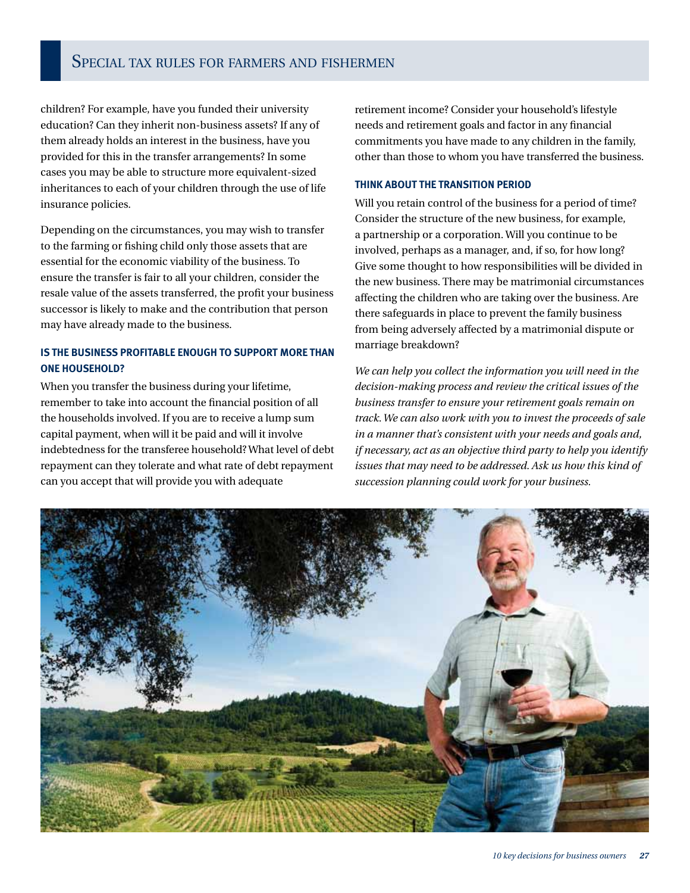children? For example, have you funded their university education? Can they inherit non-business assets? If any of them already holds an interest in the business, have you provided for this in the transfer arrangements? In some cases you may be able to structure more equivalent-sized inheritances to each of your children through the use of life insurance policies.

Depending on the circumstances, you may wish to transfer to the farming or fishing child only those assets that are essential for the economic viability of the business. To ensure the transfer is fair to all your children, consider the resale value of the assets transferred, the profit your business successor is likely to make and the contribution that person may have already made to the business.

### IS THE BUSINESS PROFITABLE ENOUGH TO SUPPORT MORE THAN ONE HOUSEHOLD?

When you transfer the business during your lifetime, remember to take into account the financial position of all the households involved. If you are to receive a lump sum capital payment, when will it be paid and will it involve indebtedness for the transferee household? What level of debt repayment can they tolerate and what rate of debt repayment can you accept that will provide you with adequate retirement income? Consider your household's lifestyle needs and retirement goals and factor in any financial commitments you have made to any children in the family, other than those to whom you have transferred the business.

### THINK ABOUT THE TRANSITION PERIOD

Will you retain control of the business for a period of time? Consider the structure of the new business, for example, a partnership or a corporation. Will you continue to be involved, perhaps as a manager, and, if so, for how long? Give some thought to how responsibilities will be divided in the new business. There may be matrimonial circumstances affecting the children who are taking over the business. Are there safeguards in place to prevent the family business from being adversely affected by a matrimonial dispute or marriage breakdown?

*We can help you collect the information you will need in the decision-making process and review the critical issues of the business transfer to ensure your retirement goals remain on track. We can also work with you to invest the proceeds of sale in a manner that's consistent with your needs and goals and, if necessary, act as an objective third party to help you identify issues that may need to be addressed. Ask us how this kind of succession planning could work for your business.*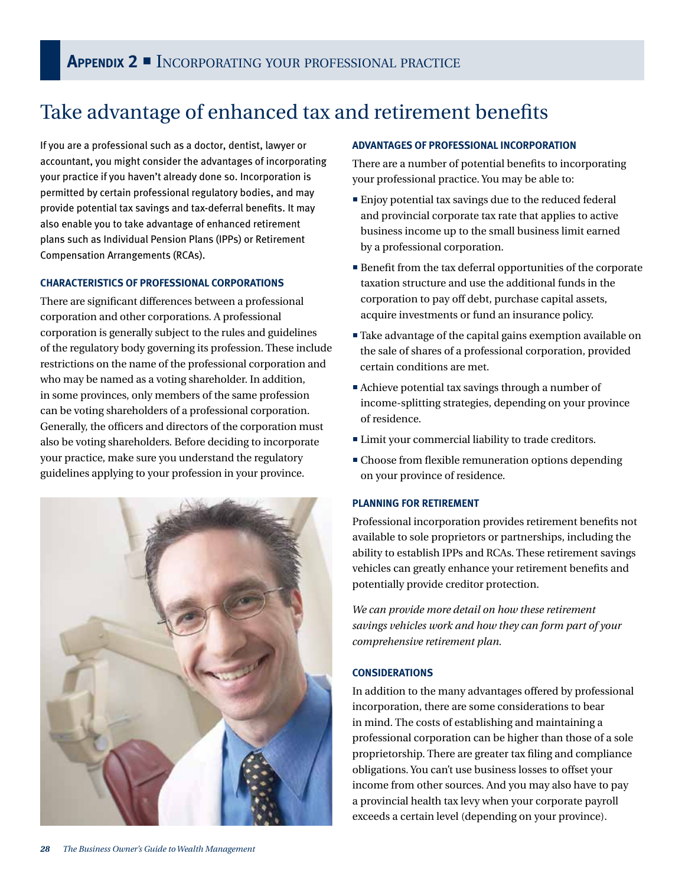## Appendix 2 ■ Incorporating your professional practice

# Take advantage of enhanced tax and retirement benefits

If you are a professional such as a doctor, dentist, lawyer or accountant, you might consider the advantages of incorporating your practice if you haven't already done so. Incorporation is permitted by certain professional regulatory bodies, and may provide potential tax savings and tax-deferral benefits. It may also enable you to take advantage of enhanced retirement plans such as Individual Pension Plans (IPPs) or Retirement Compensation Arrangements (RCAs).

### CHARACTERISTICS OF PROFESSIONAL CORPORATIONS

There are significant differences between a professional corporation and other corporations. A professional corporation is generally subject to the rules and guidelines of the regulatory body governing its profession. These include restrictions on the name of the professional corporation and who may be named as a voting shareholder. In addition, in some provinces, only members of the same profession can be voting shareholders of a professional corporation. Generally, the officers and directors of the corporation must also be voting shareholders. Before deciding to incorporate your practice, make sure you understand the regulatory guidelines applying to your profession in your province.

### ADVANTAGES OF PROFESSIONAL INCORPORATION

There are a number of potential benefits to incorporating your professional practice. You may be able to:

- Enjoy potential tax savings due to the reduced federal and provincial corporate tax rate that applies to active business income up to the small business limit earned by a professional corporation.
- Benefit from the tax deferral opportunities of the corporate taxation structure and use the additional funds in the corporation to pay off debt, purchase capital assets, acquire investments or fund an insurance policy.
- Take advantage of the capital gains exemption available on the sale of shares of a professional corporation, provided certain conditions are met.
- Achieve potential tax savings through a number of income-splitting strategies, depending on your province of residence.
- Limit your commercial liability to trade creditors.
- Choose from flexible remuneration options depending on your province of residence.

### PLANNING FOR RETIREMENT

Professional incorporation provides retirement benefits not available to sole proprietors or partnerships, including the ability to establish IPPs and RCAs. These retirement savings vehicles can greatly enhance your retirement benefits and potentially provide creditor protection.

*We can provide more detail on how these retirement savings vehicles work and how they can form part of your comprehensive retirement plan.*

### CONSIDERATIONS

In addition to the many advantages offered by professional incorporation, there are some considerations to bear in mind. The costs of establishing and maintaining a professional corporation can be higher than those of a sole proprietorship. There are greater tax filing and compliance obligations. You can't use business losses to offset your income from other sources. And you may also have to pay a provincial health tax levy when your corporate payroll exceeds a certain level (depending on your province).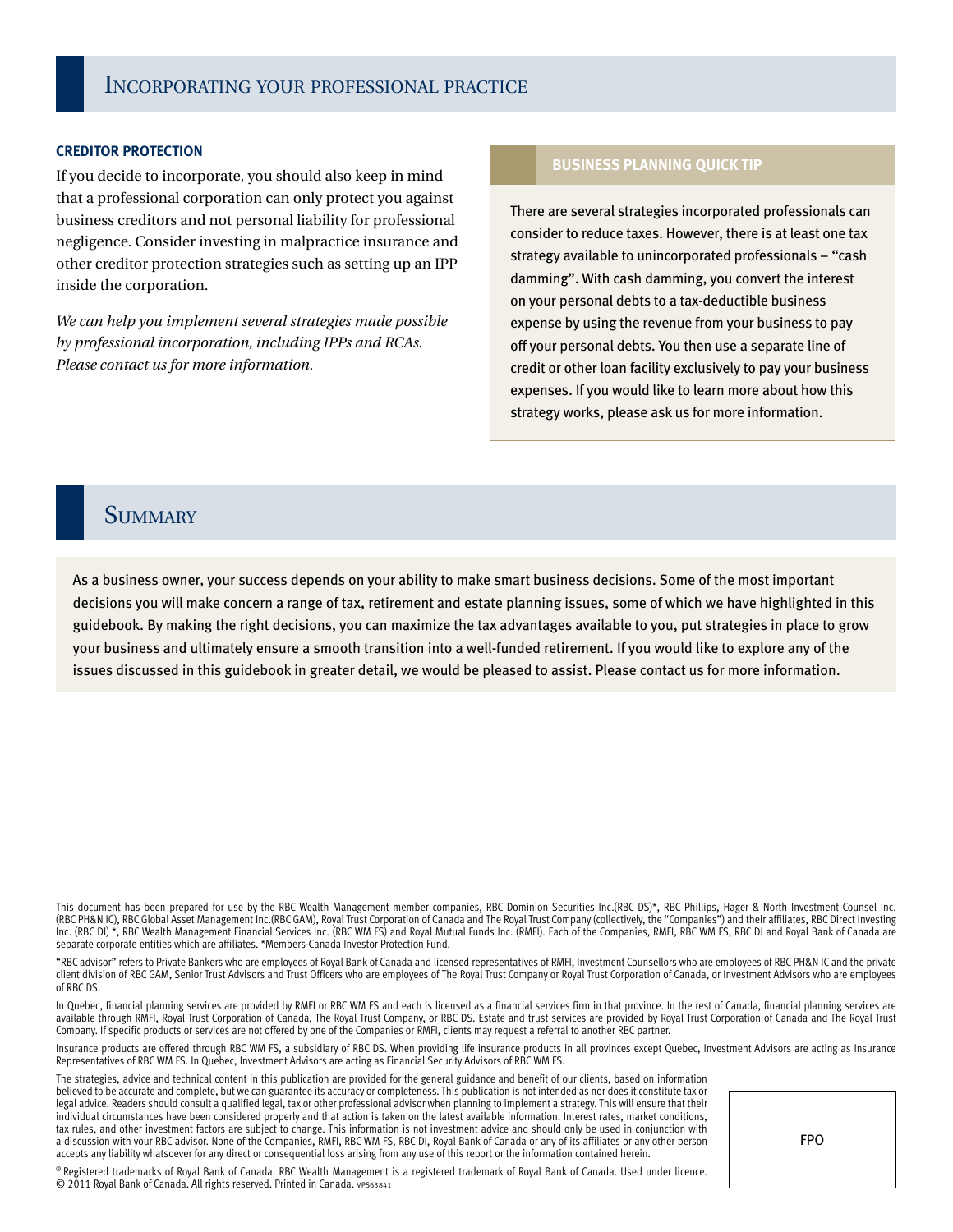## Incorporating your professional practice

### CREDITOR PROTECTION

If you decide to incorporate, you should also keep in mind that a professional corporation can only protect you against business creditors and not personal liability for professional negligence. Consider investing in malpractice insurance and other creditor protection strategies such as setting up an IPP inside the corporation.

*We can help you implement several strategies made possible by professional incorporation, including IPPs and RCAs. Please contact us for more information.*

### BUSINESS PLANNING QUICK TIP

There are several strategies incorporated professionals can consider to reduce taxes. However, there is at least one tax strategy available to unincorporated professionals – "cash damming". With cash damming, you convert the interest on your personal debts to a tax-deductible business expense by using the revenue from your business to pay off your personal debts. You then use a separate line of credit or other loan facility exclusively to pay your business expenses. If you would like to learn more about how this strategy works, please ask us for more information.

## Summary

As a business owner, your success depends on your ability to make smart business decisions. Some of the most important decisions you will make concern a range of tax, retirement and estate planning issues, some of which we have highlighted in this guidebook. By making the right decisions, you can maximize the tax advantages available to you, put strategies in place to grow your business and ultimately ensure a smooth transition into a well-funded retirement. If you would like to explore any of the issues discussed in this guidebook in greater detail, we would be pleased to assist. Please contact us for more information.

This document has been prepared for use by the RBC Wealth Management member companies, RBC Dominion Securities Inc.(RBC DS)*, RBC Phillips, Hager & North Investment Counsel Inc. (RBC PH&N IC), RBC Global Asset Management Inc.(RBC GAM), Royal Trust Corporation of Canada and The Royal Trust Company (collectively, the "Companies") and their affiliates, RBC Direct Investing Inc. (RBC DI) *, RBC Wealth Management Financial Services Inc. (RBC WM FS) and Royal Mutual Funds Inc. (RMFI). Each of the Companies, RMFI, RBC WM FS, RBC DI and Royal Bank of Canada are separate corporate entities which are affiliates. *Members-Canada Investor Protection Fund.

"RBC advisor" refers to Private Bankers who are employees of Royal Bank of Canada and licensed representatives of RMFI, Investment Counsellors who are employees of RBC PH&N IC and the private client division of RBC GAM, Senior Trust Advisors and Trust Officers who are employees of The Royal Trust Company or Royal Trust Corporation of Canada, or Investment Advisors who are employees of RBC DS.

In Quebec, financial planning services are provided by RMFI or RBC WM FS and each is licensed as a financial services firm in that province. In the rest of Canada, financial planning services are available through RMFI, Royal Trust Corporation of Canada, The Royal Trust Company, or RBC DS. Estate and trust services are provided by Royal Trust Corporation of Canada and The Royal Trust Company. If specific products or services are not offered by one of the Companies or RMFI, clients may request a referral to another RBC partner.

Insurance products are offered through RBC WM FS, a subsidiary of RBC DS. When providing life insurance products in all provinces except Quebec, Investment Advisors are acting as Insurance Representatives of RBC WM FS. In Quebec, Investment Advisors are acting as Financial Security Advisors of RBC WM FS.

The strategies, advice and technical content in this publication are provided for the general guidance and benefit of our clients, based on information believed to be accurate and complete, but we can guarantee its accuracy or completeness. This publication is not intended as nor does it constitute tax or legal advice. Readers should consult a qualified legal, tax or other professional advisor when planning to implement a strategy. This will ensure that their individual circumstances have been considered properly and that action is taken on the latest available information. Interest rates, market conditions, tax rules, and other investment factors are subject to change. This information is not investment advice and should only be used in conjunction with a discussion with your RBC advisor. None of the Companies, RMFI, RBC WM FS, RBC DI, Royal Bank of Canada or any of its affiliates or any other person accepts any liability whatsoever for any direct or consequential loss arising from any use of this report or the information contained herein.

® Registered trademarks of Royal Bank of Canada. RBC Wealth Management is a registered trademark of Royal Bank of Canada. Used under licence. © 2011 Royal Bank of Canada. All rights reserved. Printed in Canada. VPS63841

FPO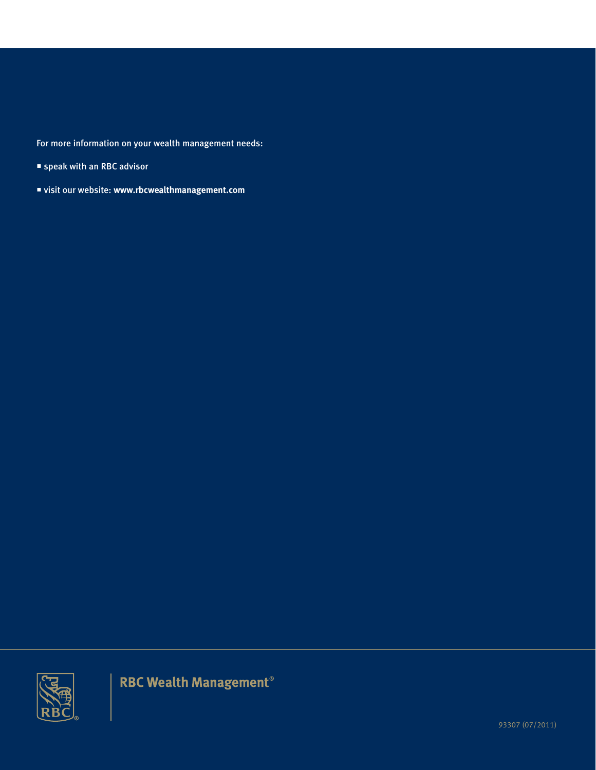For more information on your wealth management needs:

- speak with an RBC advisor
- visit our website: **www.rbcwealthmanagement.com**

RBC Wealth Management®

93307 (07/2011)